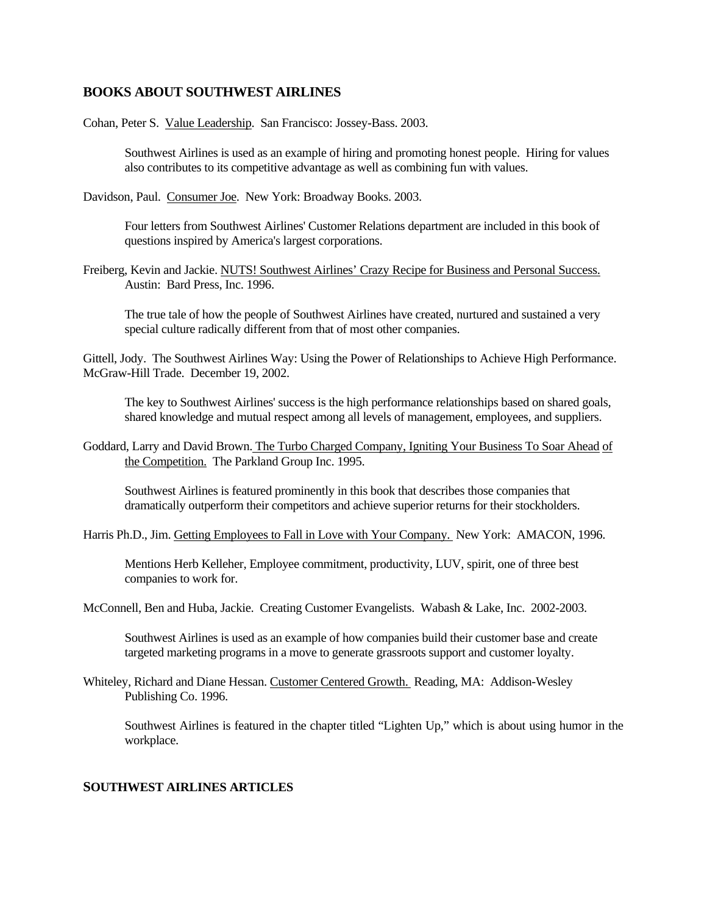## BOOKS ABOUT SOUTHWEST AIRLINES

Cohan, Peter S. Value Leadership. San Francisco: Jossey-Bass. 2003.

> Southwest Airlines is used as an example of hiring and promoting honest people. Hiring for values also contributes to its competitive advantage as well as combining fun with values.

Davidson, Paul. Consumer Joe. New York: Broadway Books. 2003.

> Four letters from Southwest Airlines' Customer Relations department are included in this book of questions inspired by America's largest corporations.

Freiberg, Kevin and Jackie. NUTS! Southwest Airlines' Crazy Recipe for Business and Personal Success. Austin: Bard Press, Inc. 1996.

> The true tale of how the people of Southwest Airlines have created, nurtured and sustained a very special culture radically different from that of most other companies.

Gittell, Jody. The Southwest Airlines Way: Using the Power of Relationships to Achieve High Performance. McGraw-Hill Trade. December 19, 2002.

> The key to Southwest Airlines' success is the high performance relationships based on shared goals, shared knowledge and mutual respect among all levels of management, employees, and suppliers.

Goddard, Larry and David Brown. The Turbo Charged Company, Igniting Your Business To Soar Ahead of the Competition. The Parkland Group Inc. 1995.

> Southwest Airlines is featured prominently in this book that describes those companies that dramatically outperform their competitors and achieve superior returns for their stockholders.

Harris Ph.D., Jim. Getting Employees to Fall in Love with Your Company. New York: AMACON, 1996.

> Mentions Herb Kelleher, Employee commitment, productivity, LUV, spirit, one of three best companies to work for.

McConnell, Ben and Huba, Jackie. Creating Customer Evangelists. Wabash & Lake, Inc. 2002-2003.

> Southwest Airlines is used as an example of how companies build their customer base and create targeted marketing programs in a move to generate grassroots support and customer loyalty.

Whiteley, Richard and Diane Hessan. Customer Centered Growth. Reading, MA: Addison-Wesley Publishing Co. 1996.

> Southwest Airlines is featured in the chapter titled "Lighten Up," which is about using humor in the workplace.

## SOUTHWEST AIRLINES ARTICLES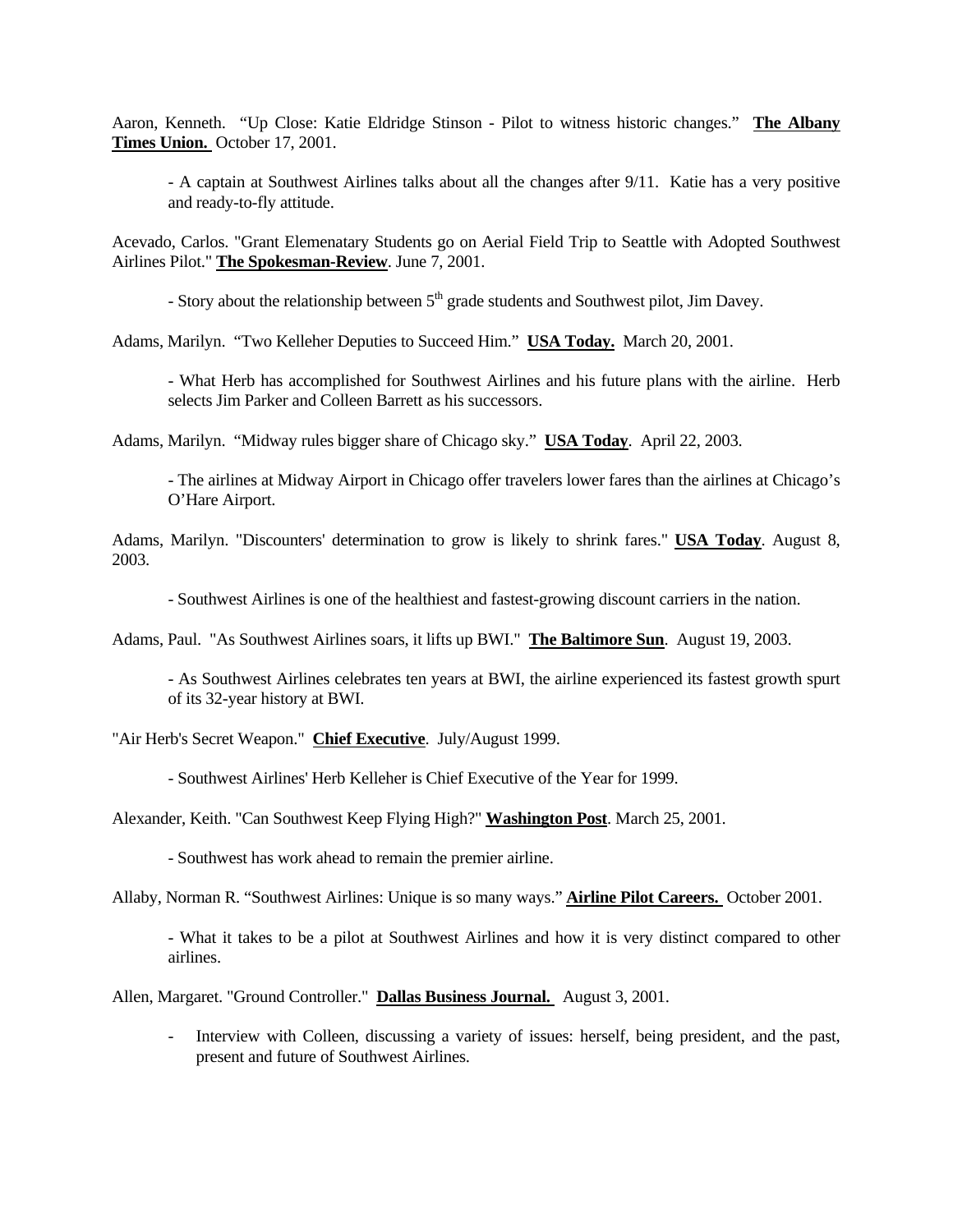Aaron, Kenneth. "Up Close: Katie Eldridge Stinson - Pilot to witness historic changes." **The Albany Times Union.** October 17, 2001.

- A captain at Southwest Airlines talks about all the changes after 9/11. Katie has a very positive and ready-to-fly attitude.

Acevado, Carlos. "Grant Elemenatary Students go on Aerial Field Trip to Seattle with Adopted Southwest Airlines Pilot." **The Spokesman-Review**. June 7, 2001.

- Story about the relationship between 5th grade students and Southwest pilot, Jim Davey.

Adams, Marilyn. "Two Kelleher Deputies to Succeed Him." **USA Today.** March 20, 2001.

- What Herb has accomplished for Southwest Airlines and his future plans with the airline. Herb selects Jim Parker and Colleen Barrett as his successors.

Adams, Marilyn. "Midway rules bigger share of Chicago sky." **USA Today**. April 22, 2003.

- The airlines at Midway Airport in Chicago offer travelers lower fares than the airlines at Chicago's O'Hare Airport.

Adams, Marilyn. "Discounters' determination to grow is likely to shrink fares." **USA Today**. August 8, 2003.

- Southwest Airlines is one of the healthiest and fastest-growing discount carriers in the nation.

Adams, Paul. "As Southwest Airlines soars, it lifts up BWI." **The Baltimore Sun**. August 19, 2003.

- As Southwest Airlines celebrates ten years at BWI, the airline experienced its fastest growth spurt of its 32-year history at BWI.

"Air Herb's Secret Weapon." **Chief Executive**. July/August 1999.

- Southwest Airlines' Herb Kelleher is Chief Executive of the Year for 1999.

Alexander, Keith. "Can Southwest Keep Flying High?" **Washington Post**. March 25, 2001.

- Southwest has work ahead to remain the premier airline.

Allaby, Norman R. "Southwest Airlines: Unique is so many ways." **Airline Pilot Careers.** October 2001.

- What it takes to be a pilot at Southwest Airlines and how it is very distinct compared to other airlines.

Allen, Margaret. "Ground Controller." **Dallas Business Journal.** August 3, 2001.

- Interview with Colleen, discussing a variety of issues: herself, being president, and the past, present and future of Southwest Airlines.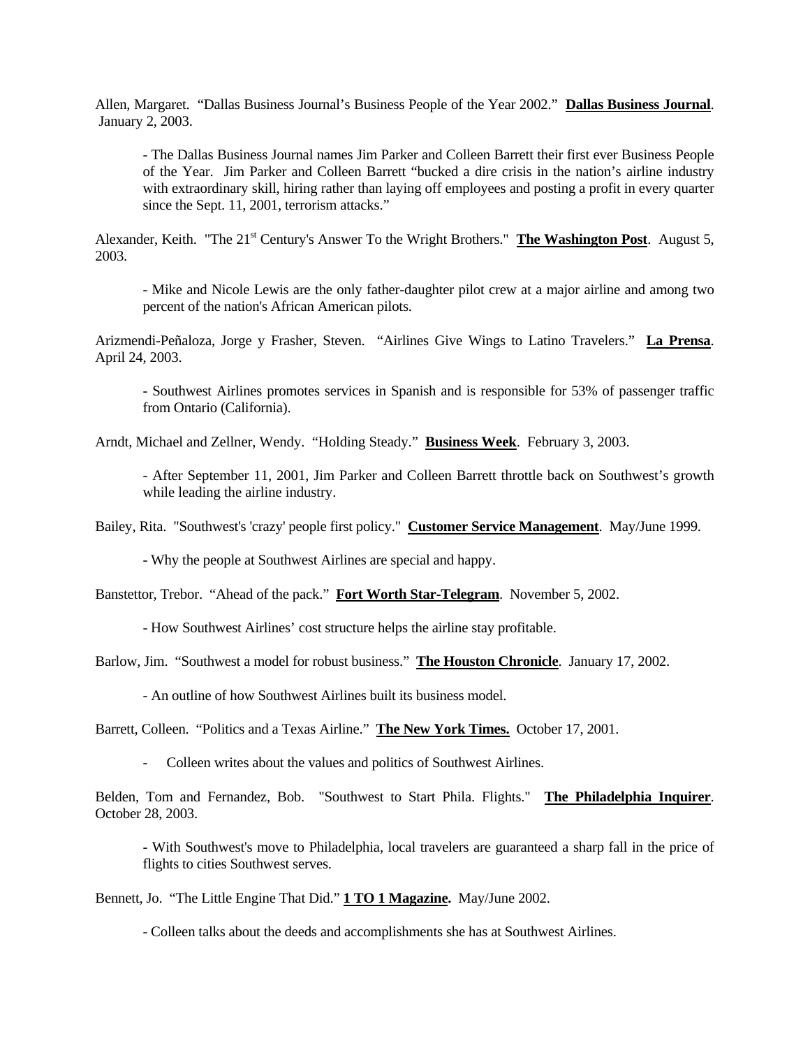Allen, Margaret. "Dallas Business Journal's Business People of the Year 2002." **Dallas Business Journal**. January 2, 2003.

- The Dallas Business Journal names Jim Parker and Colleen Barrett their first ever Business People of the Year. Jim Parker and Colleen Barrett "bucked a dire crisis in the nation's airline industry with extraordinary skill, hiring rather than laying off employees and posting a profit in every quarter since the Sept. 11, 2001, terrorism attacks."

Alexander, Keith. "The 21st Century's Answer To the Wright Brothers." **The Washington Post**. August 5, 2003.

- Mike and Nicole Lewis are the only father-daughter pilot crew at a major airline and among two percent of the nation's African American pilots.

Arizmendi-Peñaloza, Jorge y Frasher, Steven. "Airlines Give Wings to Latino Travelers." **La Prensa**. April 24, 2003.

- Southwest Airlines promotes services in Spanish and is responsible for 53% of passenger traffic from Ontario (California).

Arndt, Michael and Zellner, Wendy. "Holding Steady." **Business Week**. February 3, 2003.

- After September 11, 2001, Jim Parker and Colleen Barrett throttle back on Southwest's growth while leading the airline industry.

Bailey, Rita. "Southwest's 'crazy' people first policy." **Customer Service Management**. May/June 1999.

- Why the people at Southwest Airlines are special and happy.

Banstettor, Trebor. "Ahead of the pack." **Fort Worth Star-Telegram**. November 5, 2002.

- How Southwest Airlines' cost structure helps the airline stay profitable.

Barlow, Jim. "Southwest a model for robust business." **The Houston Chronicle**. January 17, 2002.

- An outline of how Southwest Airlines built its business model.

Barrett, Colleen. "Politics and a Texas Airline." **The New York Times.** October 17, 2001.

- Colleen writes about the values and politics of Southwest Airlines.

Belden, Tom and Fernandez, Bob. "Southwest to Start Phila. Flights." **The Philadelphia Inquirer**. October 28, 2003.

- With Southwest's move to Philadelphia, local travelers are guaranteed a sharp fall in the price of flights to cities Southwest serves.

Bennett, Jo. "The Little Engine That Did." **1 TO 1 Magazine.** May/June 2002.

- Colleen talks about the deeds and accomplishments she has at Southwest Airlines.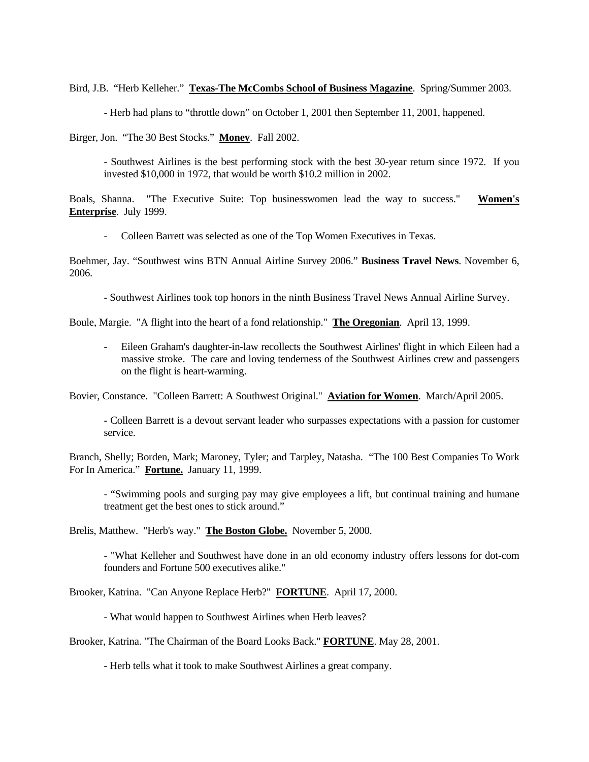Bird, J.B. "Herb Kelleher." **Texas-The McCombs School of Business Magazine**. Spring/Summer 2003.

- Herb had plans to "throttle down" on October 1, 2001 then September 11, 2001, happened.

Birger, Jon. "The 30 Best Stocks." **Money**. Fall 2002.

- Southwest Airlines is the best performing stock with the best 30-year return since 1972. If you invested $10,000 in 1972, that would be worth $10.2 million in 2002.

Boals, Shanna. "The Executive Suite: Top businesswomen lead the way to success." **Women's Enterprise**. July 1999.

- Colleen Barrett was selected as one of the Top Women Executives in Texas.

Boehmer, Jay. "Southwest wins BTN Annual Airline Survey 2006." **Business Travel News**. November 6, 2006.

- Southwest Airlines took top honors in the ninth Business Travel News Annual Airline Survey.

Boule, Margie. "A flight into the heart of a fond relationship." **The Oregonian**. April 13, 1999.

- Eileen Graham's daughter-in-law recollects the Southwest Airlines' flight in which Eileen had a massive stroke. The care and loving tenderness of the Southwest Airlines crew and passengers on the flight is heart-warming.

Bovier, Constance. "Colleen Barrett: A Southwest Original." **Aviation for Women**. March/April 2005.

- Colleen Barrett is a devout servant leader who surpasses expectations with a passion for customer service.

Branch, Shelly; Borden, Mark; Maroney, Tyler; and Tarpley, Natasha. "The 100 Best Companies To Work For In America." **Fortune.** January 11, 1999.

- "Swimming pools and surging pay may give employees a lift, but continual training and humane treatment get the best ones to stick around."

Brelis, Matthew. "Herb's way." **The Boston Globe.** November 5, 2000.

- "What Kelleher and Southwest have done in an old economy industry offers lessons for dot-com founders and Fortune 500 executives alike."

Brooker, Katrina. "Can Anyone Replace Herb?" **FORTUNE**. April 17, 2000.

- What would happen to Southwest Airlines when Herb leaves?

Brooker, Katrina. "The Chairman of the Board Looks Back." **FORTUNE**. May 28, 2001.

- Herb tells what it took to make Southwest Airlines a great company.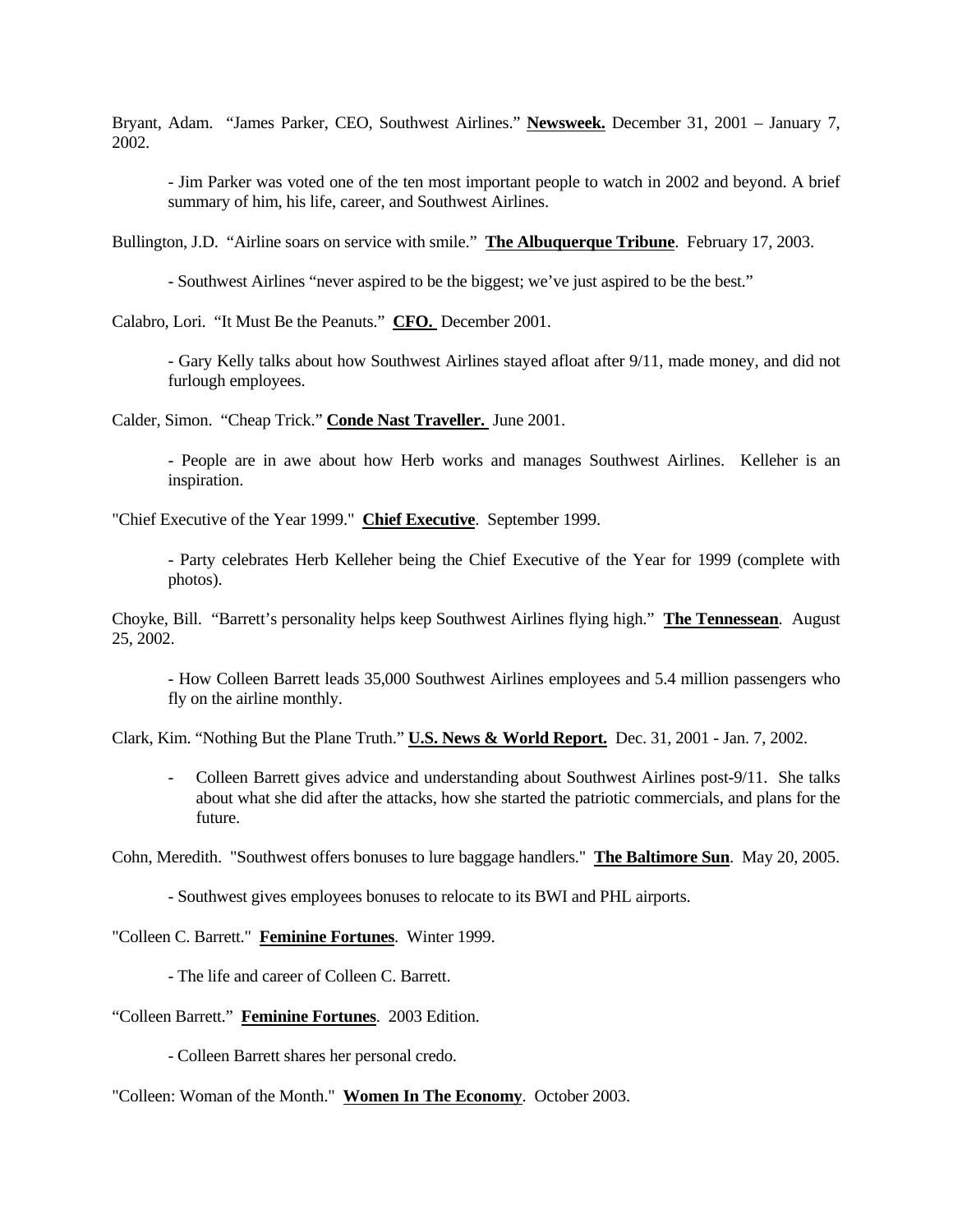Bryant, Adam. "James Parker, CEO, Southwest Airlines." **Newsweek.** December 31, 2001 – January 7, 2002.

- Jim Parker was voted one of the ten most important people to watch in 2002 and beyond. A brief summary of him, his life, career, and Southwest Airlines.

Bullington, J.D. "Airline soars on service with smile." **The Albuquerque Tribune**. February 17, 2003.

- Southwest Airlines "never aspired to be the biggest; we've just aspired to be the best."

Calabro, Lori. "It Must Be the Peanuts." **CFO.** December 2001.

- Gary Kelly talks about how Southwest Airlines stayed afloat after 9/11, made money, and did not furlough employees.

Calder, Simon. "Cheap Trick." **Conde Nast Traveller.** June 2001.

- People are in awe about how Herb works and manages Southwest Airlines. Kelleher is an inspiration.

"Chief Executive of the Year 1999." **Chief Executive**. September 1999.

- Party celebrates Herb Kelleher being the Chief Executive of the Year for 1999 (complete with photos).

Choyke, Bill. "Barrett's personality helps keep Southwest Airlines flying high." **The Tennessean**. August 25, 2002.

- How Colleen Barrett leads 35,000 Southwest Airlines employees and 5.4 million passengers who fly on the airline monthly.

Clark, Kim. "Nothing But the Plane Truth." **U.S. News & World Report.** Dec. 31, 2001 - Jan. 7, 2002.

- Colleen Barrett gives advice and understanding about Southwest Airlines post-9/11. She talks about what she did after the attacks, how she started the patriotic commercials, and plans for the future.

Cohn, Meredith. "Southwest offers bonuses to lure baggage handlers." **The Baltimore Sun**. May 20, 2005.

- Southwest gives employees bonuses to relocate to its BWI and PHL airports.

"Colleen C. Barrett." **Feminine Fortunes**. Winter 1999.

- The life and career of Colleen C. Barrett.

"Colleen Barrett." **Feminine Fortunes**. 2003 Edition.

- Colleen Barrett shares her personal credo.

"Colleen: Woman of the Month." **Women In The Economy**. October 2003.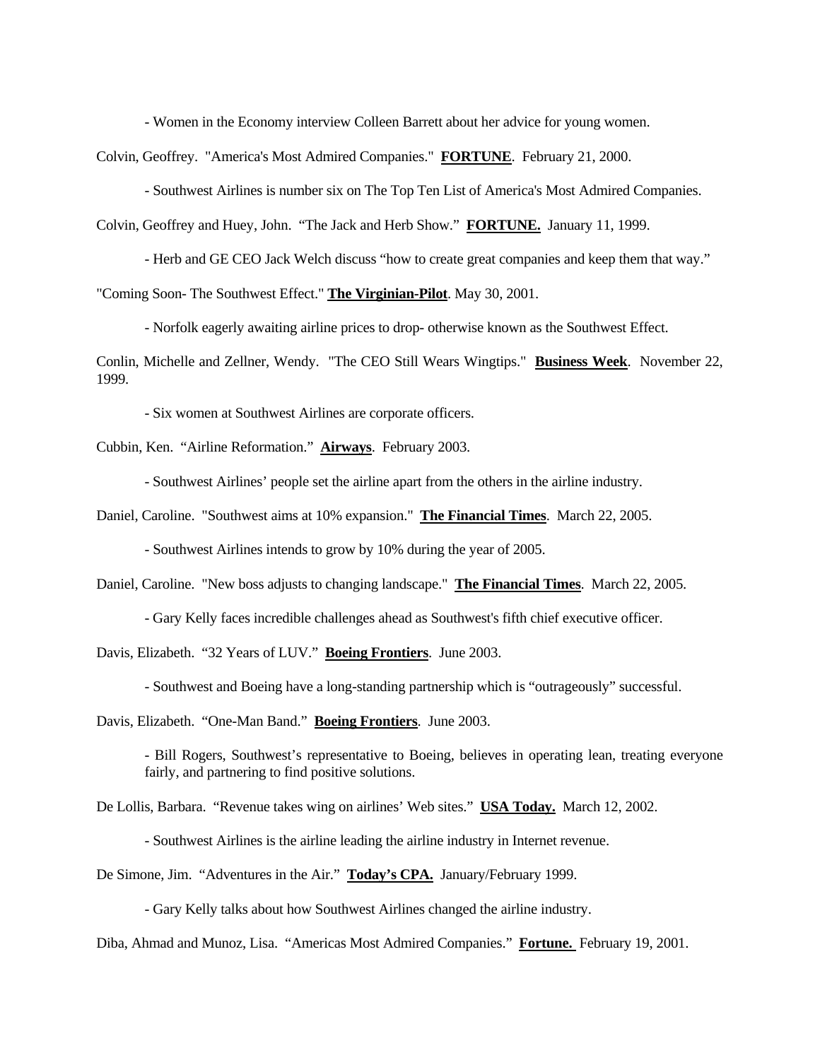- Women in the Economy interview Colleen Barrett about her advice for young women.

Colvin, Geoffrey. "America's Most Admired Companies." **FORTUNE**. February 21, 2000.

- Southwest Airlines is number six on The Top Ten List of America's Most Admired Companies.

Colvin, Geoffrey and Huey, John. "The Jack and Herb Show." **FORTUNE.** January 11, 1999.

- Herb and GE CEO Jack Welch discuss "how to create great companies and keep them that way."

"Coming Soon- The Southwest Effect." **The Virginian-Pilot**. May 30, 2001.

- Norfolk eagerly awaiting airline prices to drop- otherwise known as the Southwest Effect.

Conlin, Michelle and Zellner, Wendy. "The CEO Still Wears Wingtips." **Business Week**. November 22, 1999.

- Six women at Southwest Airlines are corporate officers.

Cubbin, Ken. "Airline Reformation." **Airways**. February 2003.

- Southwest Airlines' people set the airline apart from the others in the airline industry.

Daniel, Caroline. "Southwest aims at 10% expansion." **The Financial Times**. March 22, 2005.

- Southwest Airlines intends to grow by 10% during the year of 2005.

Daniel, Caroline. "New boss adjusts to changing landscape." **The Financial Times**. March 22, 2005.

- Gary Kelly faces incredible challenges ahead as Southwest's fifth chief executive officer.

Davis, Elizabeth. "32 Years of LUV." **Boeing Frontiers**. June 2003.

- Southwest and Boeing have a long-standing partnership which is "outrageously" successful.

Davis, Elizabeth. "One-Man Band." **Boeing Frontiers**. June 2003.

- Bill Rogers, Southwest's representative to Boeing, believes in operating lean, treating everyone fairly, and partnering to find positive solutions.

De Lollis, Barbara. "Revenue takes wing on airlines' Web sites." **USA Today.** March 12, 2002.

- Southwest Airlines is the airline leading the airline industry in Internet revenue.

De Simone, Jim. "Adventures in the Air." **Today's CPA.** January/February 1999.

- Gary Kelly talks about how Southwest Airlines changed the airline industry.

Diba, Ahmad and Munoz, Lisa. "Americas Most Admired Companies." **Fortune.** February 19, 2001.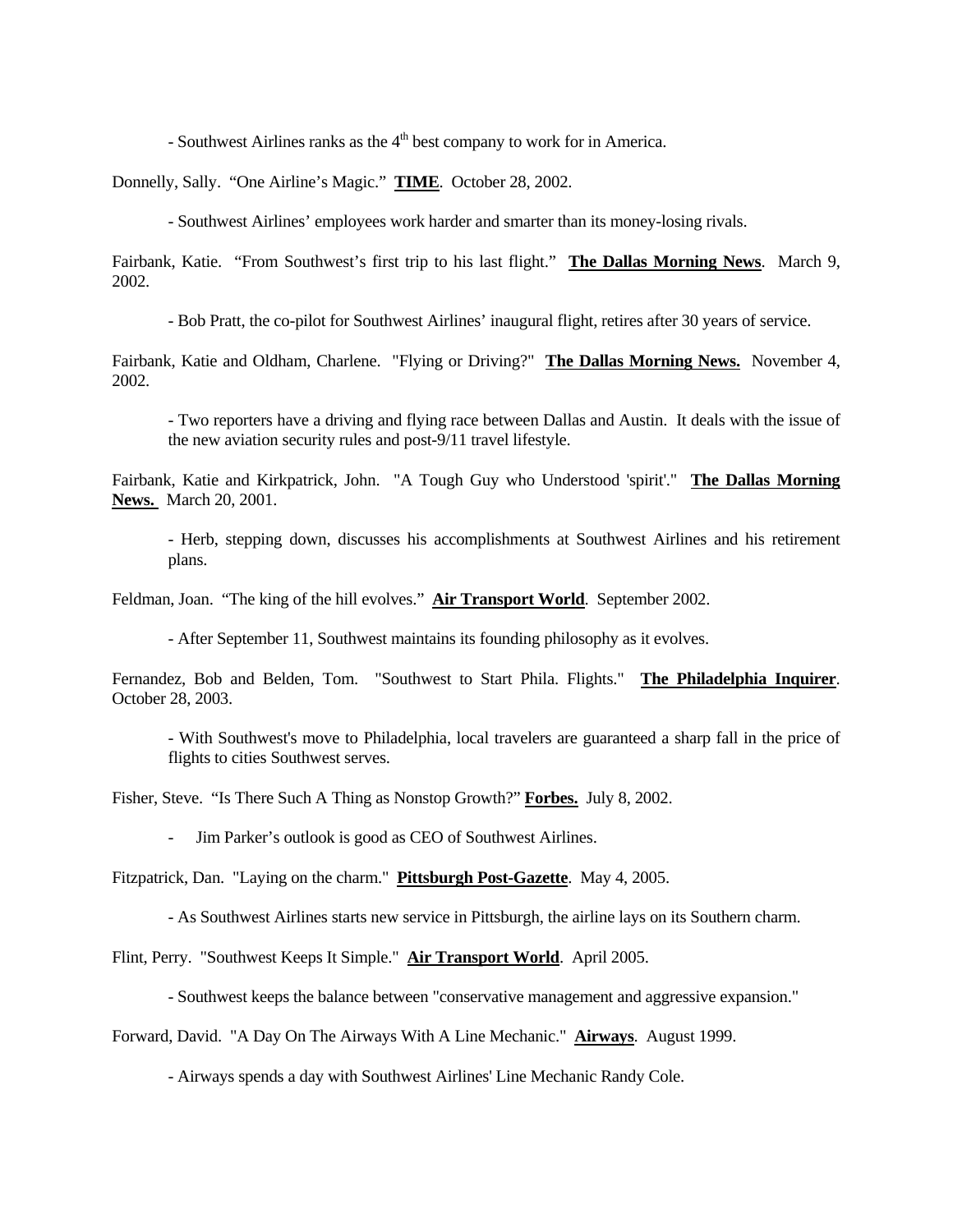- Southwest Airlines ranks as the 4th best company to work for in America.

Donnelly, Sally. "One Airline's Magic." **TIME**. October 28, 2002.

- Southwest Airlines' employees work harder and smarter than its money-losing rivals.

Fairbank, Katie. "From Southwest's first trip to his last flight." **The Dallas Morning News**. March 9, 2002.

- Bob Pratt, the co-pilot for Southwest Airlines' inaugural flight, retires after 30 years of service.

Fairbank, Katie and Oldham, Charlene. "Flying or Driving?" **The Dallas Morning News.** November 4, 2002.

- Two reporters have a driving and flying race between Dallas and Austin. It deals with the issue of the new aviation security rules and post-9/11 travel lifestyle.

Fairbank, Katie and Kirkpatrick, John. "A Tough Guy who Understood 'spirit'." **The Dallas Morning News.** March 20, 2001.

- Herb, stepping down, discusses his accomplishments at Southwest Airlines and his retirement plans.

Feldman, Joan. "The king of the hill evolves." **Air Transport World**. September 2002.

- After September 11, Southwest maintains its founding philosophy as it evolves.

Fernandez, Bob and Belden, Tom. "Southwest to Start Phila. Flights." **The Philadelphia Inquirer**. October 28, 2003.

- With Southwest's move to Philadelphia, local travelers are guaranteed a sharp fall in the price of flights to cities Southwest serves.

Fisher, Steve. "Is There Such A Thing as Nonstop Growth?" **Forbes.** July 8, 2002.

- Jim Parker's outlook is good as CEO of Southwest Airlines.

Fitzpatrick, Dan. "Laying on the charm." **Pittsburgh Post-Gazette**. May 4, 2005.

- As Southwest Airlines starts new service in Pittsburgh, the airline lays on its Southern charm.

Flint, Perry. "Southwest Keeps It Simple." **Air Transport World**. April 2005.

- Southwest keeps the balance between "conservative management and aggressive expansion."

Forward, David. "A Day On The Airways With A Line Mechanic." **Airways**. August 1999.

- Airways spends a day with Southwest Airlines' Line Mechanic Randy Cole.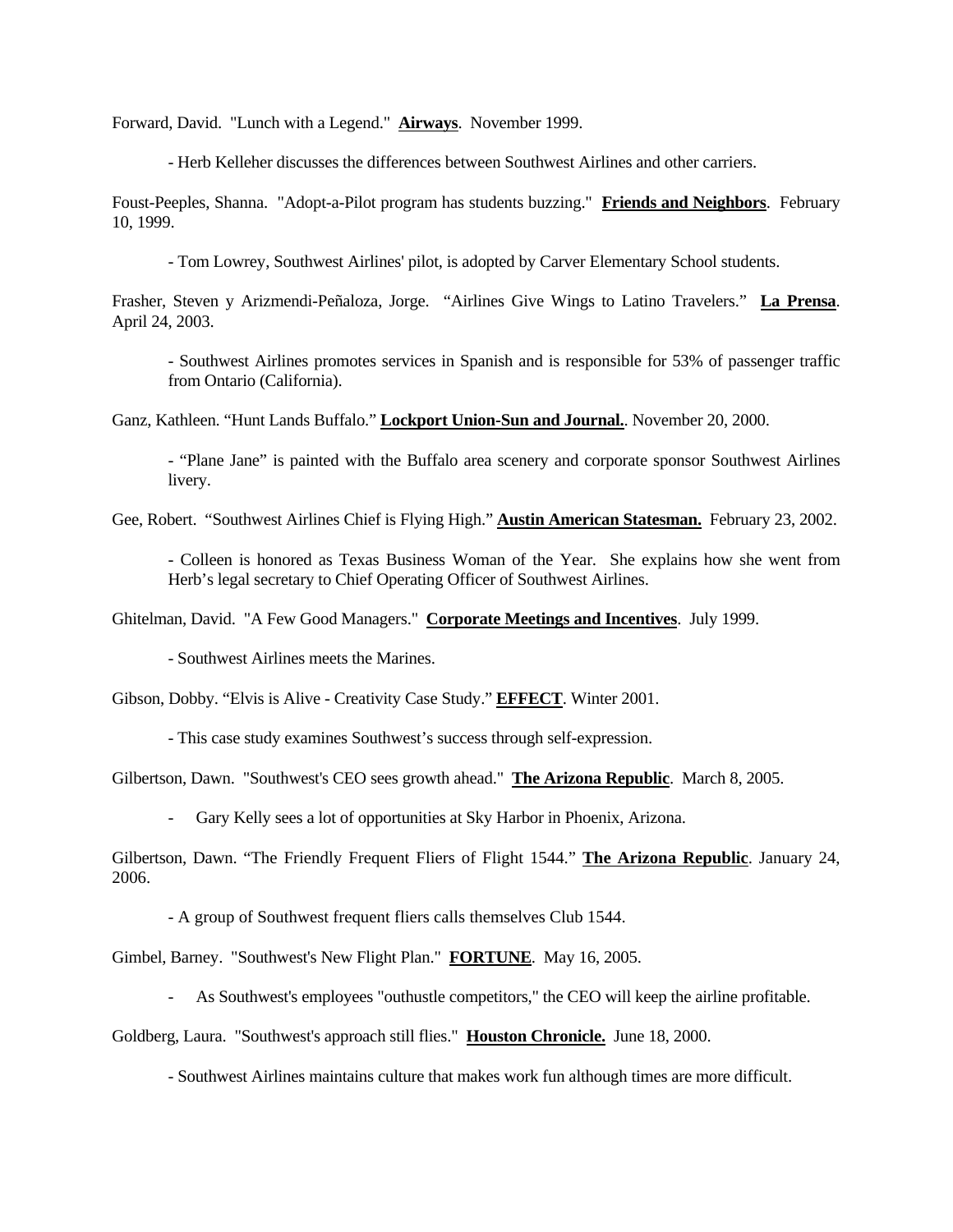Forward, David. "Lunch with a Legend." **Airways**. November 1999.

- Herb Kelleher discusses the differences between Southwest Airlines and other carriers.

Foust-Peeples, Shanna. "Adopt-a-Pilot program has students buzzing." **Friends and Neighbors**. February 10, 1999.

- Tom Lowrey, Southwest Airlines' pilot, is adopted by Carver Elementary School students.

Frasher, Steven y Arizmendi-Peñaloza, Jorge. "Airlines Give Wings to Latino Travelers." **La Prensa**. April 24, 2003.

- Southwest Airlines promotes services in Spanish and is responsible for 53% of passenger traffic from Ontario (California).

Ganz, Kathleen. "Hunt Lands Buffalo." **Lockport Union-Sun and Journal.**. November 20, 2000.

- "Plane Jane" is painted with the Buffalo area scenery and corporate sponsor Southwest Airlines livery.

Gee, Robert. "Southwest Airlines Chief is Flying High." **Austin American Statesman.** February 23, 2002.

- Colleen is honored as Texas Business Woman of the Year. She explains how she went from Herb's legal secretary to Chief Operating Officer of Southwest Airlines.

Ghitelman, David. "A Few Good Managers." **Corporate Meetings and Incentives**. July 1999.

- Southwest Airlines meets the Marines.

Gibson, Dobby. "Elvis is Alive - Creativity Case Study." **EFFECT**. Winter 2001.

- This case study examines Southwest's success through self-expression.

Gilbertson, Dawn. "Southwest's CEO sees growth ahead." **The Arizona Republic**. March 8, 2005.

- Gary Kelly sees a lot of opportunities at Sky Harbor in Phoenix, Arizona.

Gilbertson, Dawn. "The Friendly Frequent Fliers of Flight 1544." **The Arizona Republic**. January 24, 2006.

- A group of Southwest frequent fliers calls themselves Club 1544.

Gimbel, Barney. "Southwest's New Flight Plan." **FORTUNE**. May 16, 2005.

- As Southwest's employees "outhustle competitors," the CEO will keep the airline profitable.

Goldberg, Laura. "Southwest's approach still flies." **Houston Chronicle.** June 18, 2000.

- Southwest Airlines maintains culture that makes work fun although times are more difficult.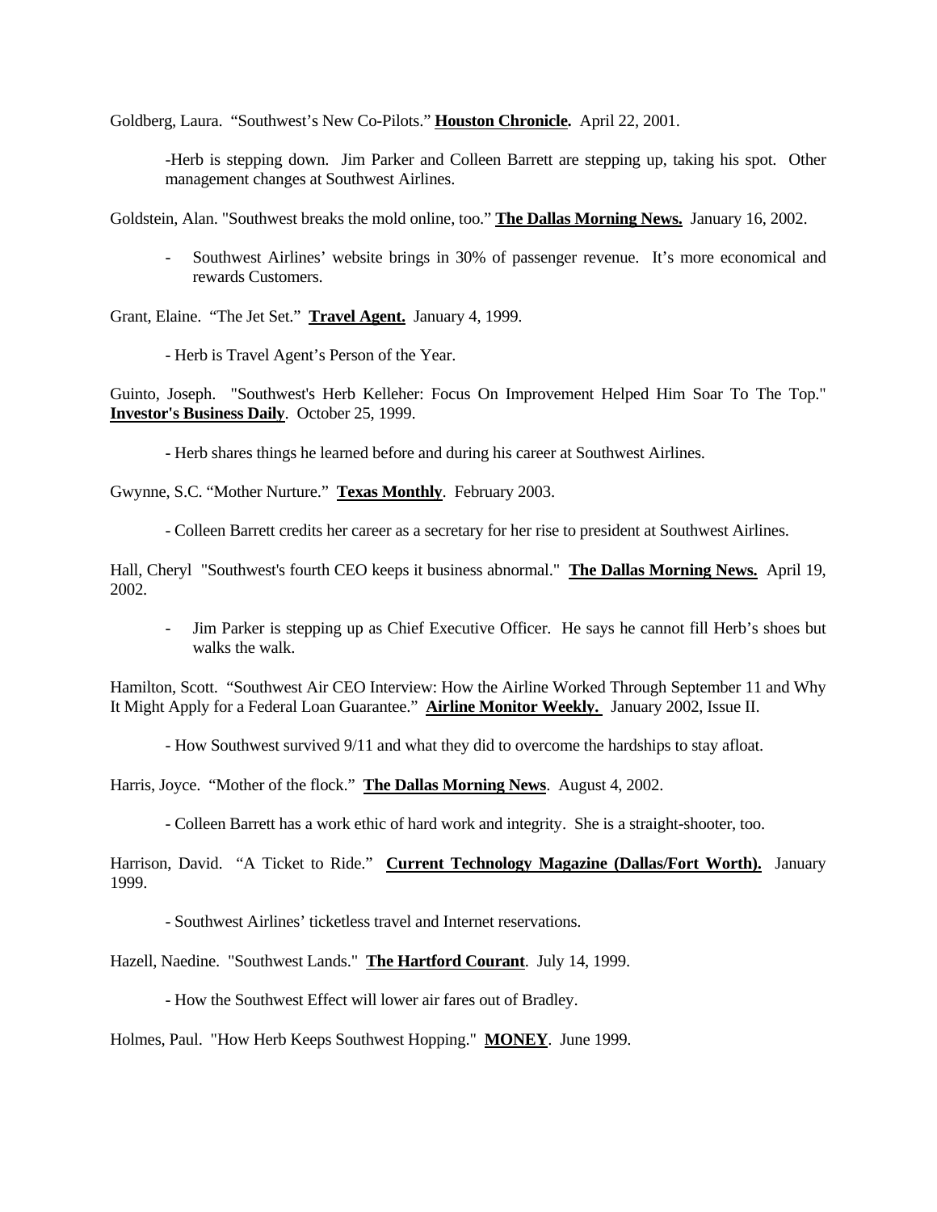Goldberg, Laura. "Southwest's New Co-Pilots." **Houston Chronicle.** April 22, 2001.

-Herb is stepping down. Jim Parker and Colleen Barrett are stepping up, taking his spot. Other management changes at Southwest Airlines.

Goldstein, Alan. "Southwest breaks the mold online, too." **The Dallas Morning News.** January 16, 2002.

- Southwest Airlines' website brings in 30% of passenger revenue. It's more economical and rewards Customers.

Grant, Elaine. "The Jet Set." **Travel Agent.** January 4, 1999.

- Herb is Travel Agent's Person of the Year.

Guinto, Joseph. "Southwest's Herb Kelleher: Focus On Improvement Helped Him Soar To The Top." **Investor's Business Daily**. October 25, 1999.

- Herb shares things he learned before and during his career at Southwest Airlines.

Gwynne, S.C. "Mother Nurture." **Texas Monthly**. February 2003.

- Colleen Barrett credits her career as a secretary for her rise to president at Southwest Airlines.

Hall, Cheryl "Southwest's fourth CEO keeps it business abnormal." **The Dallas Morning News.** April 19, 2002.

- Jim Parker is stepping up as Chief Executive Officer. He says he cannot fill Herb's shoes but walks the walk.

Hamilton, Scott. "Southwest Air CEO Interview: How the Airline Worked Through September 11 and Why It Might Apply for a Federal Loan Guarantee." **Airline Monitor Weekly.** January 2002, Issue II.

- How Southwest survived 9/11 and what they did to overcome the hardships to stay afloat.

Harris, Joyce. "Mother of the flock." **The Dallas Morning News**. August 4, 2002.

- Colleen Barrett has a work ethic of hard work and integrity. She is a straight-shooter, too.

Harrison, David. "A Ticket to Ride." **Current Technology Magazine (Dallas/Fort Worth).** January 1999.

- Southwest Airlines' ticketless travel and Internet reservations.

Hazell, Naedine. "Southwest Lands." **The Hartford Courant**. July 14, 1999.

- How the Southwest Effect will lower air fares out of Bradley.

Holmes, Paul. "How Herb Keeps Southwest Hopping." **MONEY**. June 1999.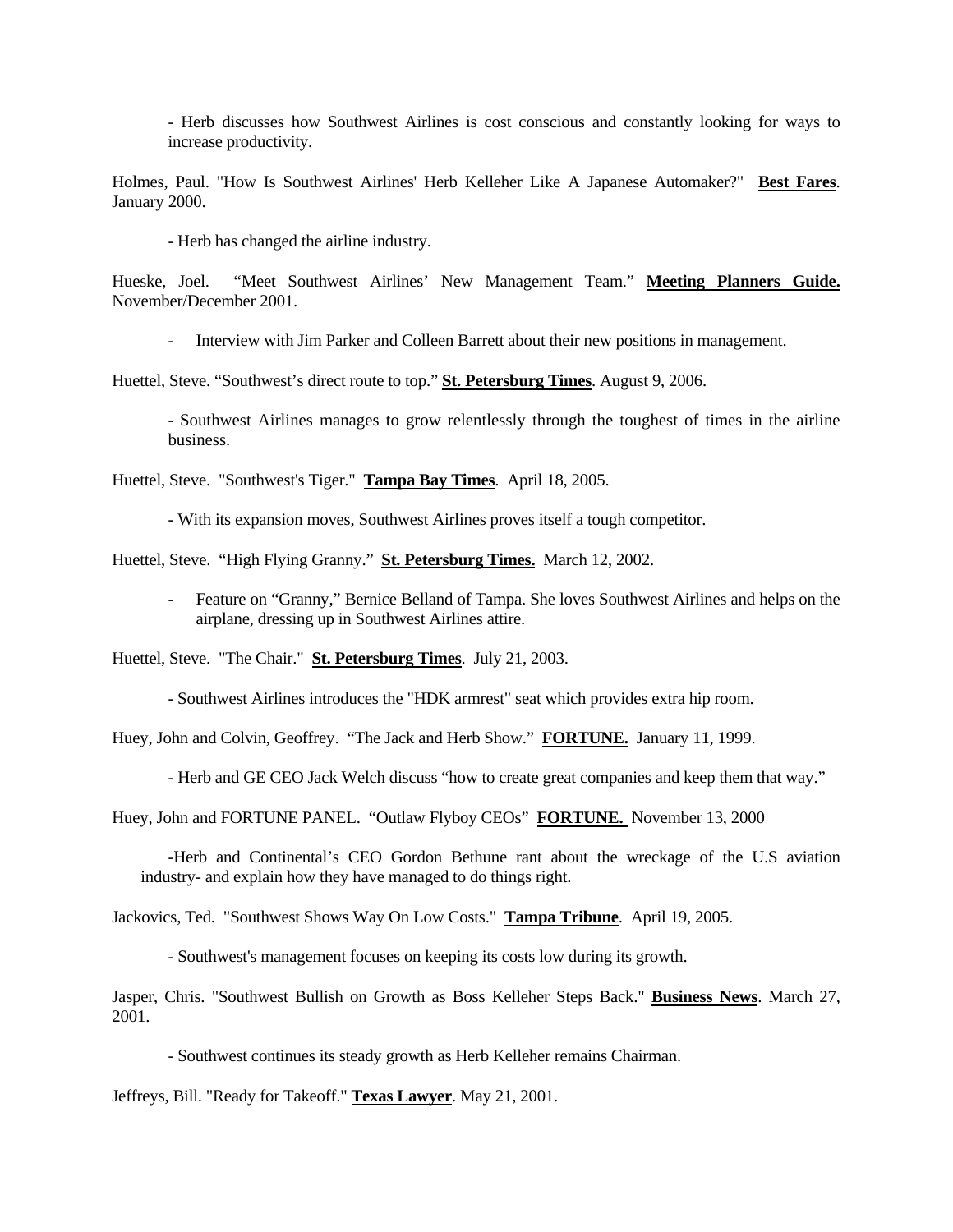- Herb discusses how Southwest Airlines is cost conscious and constantly looking for ways to increase productivity.

Holmes, Paul. "How Is Southwest Airlines' Herb Kelleher Like A Japanese Automaker?" **Best Fares**. January 2000.

- Herb has changed the airline industry.

Hueske, Joel. "Meet Southwest Airlines' New Management Team." **Meeting Planners Guide.** November/December 2001.

- Interview with Jim Parker and Colleen Barrett about their new positions in management.

Huettel, Steve. "Southwest's direct route to top." **St. Petersburg Times**. August 9, 2006.

- Southwest Airlines manages to grow relentlessly through the toughest of times in the airline business.

Huettel, Steve. "Southwest's Tiger." **Tampa Bay Times**. April 18, 2005.

- With its expansion moves, Southwest Airlines proves itself a tough competitor.

Huettel, Steve. "High Flying Granny." **St. Petersburg Times.** March 12, 2002.

- Feature on "Granny," Bernice Belland of Tampa. She loves Southwest Airlines and helps on the airplane, dressing up in Southwest Airlines attire.

Huettel, Steve. "The Chair." **St. Petersburg Times**. July 21, 2003.

- Southwest Airlines introduces the "HDK armrest" seat which provides extra hip room.

Huey, John and Colvin, Geoffrey. "The Jack and Herb Show." **FORTUNE.** January 11, 1999.

- Herb and GE CEO Jack Welch discuss "how to create great companies and keep them that way."

Huey, John and FORTUNE PANEL. "Outlaw Flyboy CEOs" **FORTUNE.** November 13, 2000

-Herb and Continental's CEO Gordon Bethune rant about the wreckage of the U.S aviation industry- and explain how they have managed to do things right.

Jackovics, Ted. "Southwest Shows Way On Low Costs." **Tampa Tribune**. April 19, 2005.

- Southwest's management focuses on keeping its costs low during its growth.

Jasper, Chris. "Southwest Bullish on Growth as Boss Kelleher Steps Back." **Business News**. March 27, 2001.

- Southwest continues its steady growth as Herb Kelleher remains Chairman.

Jeffreys, Bill. "Ready for Takeoff." **Texas Lawyer**. May 21, 2001.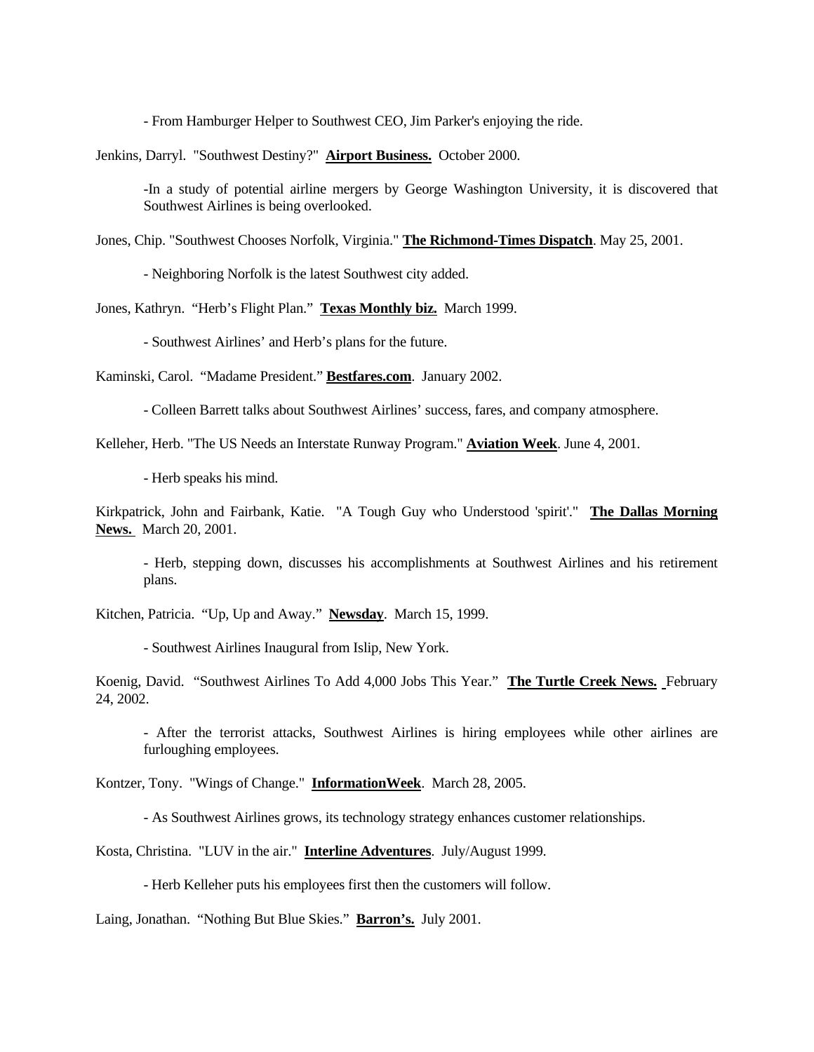- From Hamburger Helper to Southwest CEO, Jim Parker's enjoying the ride.

Jenkins, Darryl. "Southwest Destiny?" **Airport Business.** October 2000.

-In a study of potential airline mergers by George Washington University, it is discovered that Southwest Airlines is being overlooked.

Jones, Chip. "Southwest Chooses Norfolk, Virginia." **The Richmond-Times Dispatch**. May 25, 2001.

- Neighboring Norfolk is the latest Southwest city added.

Jones, Kathryn. "Herb's Flight Plan." **Texas Monthly biz.** March 1999.

- Southwest Airlines' and Herb's plans for the future.

Kaminski, Carol. "Madame President." **Bestfares.com**. January 2002.

- Colleen Barrett talks about Southwest Airlines' success, fares, and company atmosphere.

Kelleher, Herb. "The US Needs an Interstate Runway Program." **Aviation Week**. June 4, 2001.

- Herb speaks his mind.

Kirkpatrick, John and Fairbank, Katie. "A Tough Guy who Understood 'spirit'." **The Dallas Morning News.** March 20, 2001.

- Herb, stepping down, discusses his accomplishments at Southwest Airlines and his retirement plans.

Kitchen, Patricia. "Up, Up and Away." **Newsday**. March 15, 1999.

- Southwest Airlines Inaugural from Islip, New York.

Koenig, David. "Southwest Airlines To Add 4,000 Jobs This Year." **The Turtle Creek News.** February 24, 2002.

- After the terrorist attacks, Southwest Airlines is hiring employees while other airlines are furloughing employees.

Kontzer, Tony. "Wings of Change." **InformationWeek**. March 28, 2005.

- As Southwest Airlines grows, its technology strategy enhances customer relationships.

Kosta, Christina. "LUV in the air." **Interline Adventures**. July/August 1999.

- Herb Kelleher puts his employees first then the customers will follow.

Laing, Jonathan. "Nothing But Blue Skies." **Barron's.** July 2001.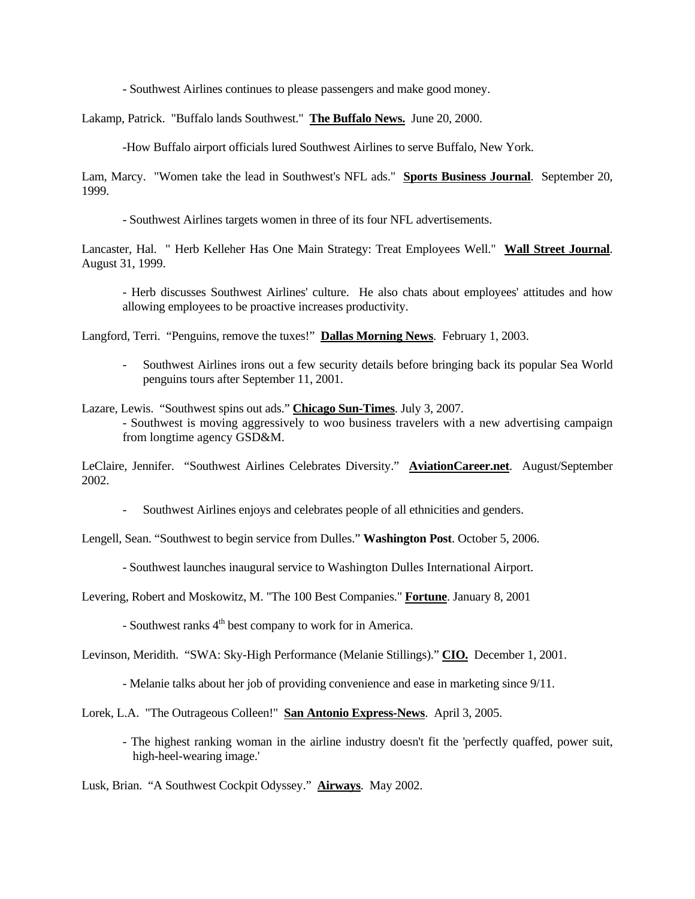- Southwest Airlines continues to please passengers and make good money.

Lakamp, Patrick. "Buffalo lands Southwest." **The Buffalo News.** June 20, 2000.

-How Buffalo airport officials lured Southwest Airlines to serve Buffalo, New York.

Lam, Marcy. "Women take the lead in Southwest's NFL ads." **Sports Business Journal**. September 20, 1999.

- Southwest Airlines targets women in three of its four NFL advertisements.

Lancaster, Hal. " Herb Kelleher Has One Main Strategy: Treat Employees Well." **Wall Street Journal**. August 31, 1999.

- Herb discusses Southwest Airlines' culture. He also chats about employees' attitudes and how allowing employees to be proactive increases productivity.

Langford, Terri. "Penguins, remove the tuxes!" **Dallas Morning News**. February 1, 2003.

- Southwest Airlines irons out a few security details before bringing back its popular Sea World penguins tours after September 11, 2001.

Lazare, Lewis. "Southwest spins out ads." **Chicago Sun-Times**. July 3, 2007.

- Southwest is moving aggressively to woo business travelers with a new advertising campaign from longtime agency GSD&M.

LeClaire, Jennifer. "Southwest Airlines Celebrates Diversity." **AviationCareer.net**. August/September 2002.

- Southwest Airlines enjoys and celebrates people of all ethnicities and genders.

Lengell, Sean. "Southwest to begin service from Dulles." **Washington Post**. October 5, 2006.

- Southwest launches inaugural service to Washington Dulles International Airport.

Levering, Robert and Moskowitz, M. "The 100 Best Companies." **Fortune**. January 8, 2001

- Southwest ranks 4th best company to work for in America.

Levinson, Meridith. "SWA: Sky-High Performance (Melanie Stillings)." **CIO.** December 1, 2001.

- Melanie talks about her job of providing convenience and ease in marketing since 9/11.

Lorek, L.A. "The Outrageous Colleen!" **San Antonio Express-News**. April 3, 2005.

- The highest ranking woman in the airline industry doesn't fit the 'perfectly quaffed, power suit, high-heel-wearing image.'

Lusk, Brian. "A Southwest Cockpit Odyssey." **Airways**. May 2002.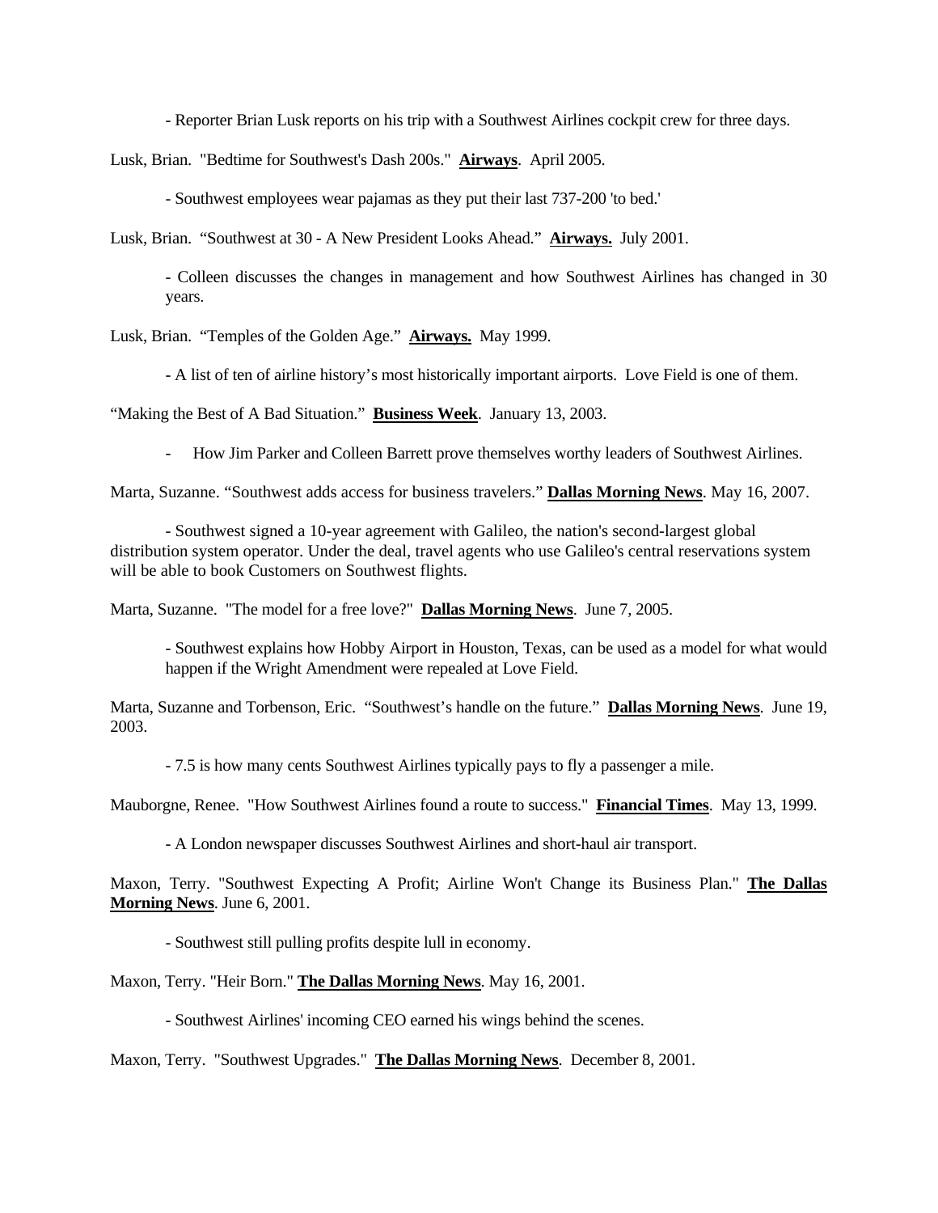- Reporter Brian Lusk reports on his trip with a Southwest Airlines cockpit crew for three days.

Lusk, Brian. "Bedtime for Southwest's Dash 200s." **Airways**. April 2005.

- Southwest employees wear pajamas as they put their last 737-200 'to bed.'

Lusk, Brian. "Southwest at 30 - A New President Looks Ahead." **Airways.** July 2001.

- Colleen discusses the changes in management and how Southwest Airlines has changed in 30 years.

Lusk, Brian. "Temples of the Golden Age." **Airways.** May 1999.

- A list of ten of airline history's most historically important airports. Love Field is one of them.

"Making the Best of A Bad Situation." **Business Week**. January 13, 2003.

- How Jim Parker and Colleen Barrett prove themselves worthy leaders of Southwest Airlines.

Marta, Suzanne. "Southwest adds access for business travelers." **Dallas Morning News**. May 16, 2007.

- Southwest signed a 10-year agreement with Galileo, the nation's second-largest global distribution system operator. Under the deal, travel agents who use Galileo's central reservations system will be able to book Customers on Southwest flights.

Marta, Suzanne. "The model for a free love?" **Dallas Morning News**. June 7, 2005.

- Southwest explains how Hobby Airport in Houston, Texas, can be used as a model for what would happen if the Wright Amendment were repealed at Love Field.

Marta, Suzanne and Torbenson, Eric. "Southwest's handle on the future." **Dallas Morning News**. June 19, 2003.

- 7.5 is how many cents Southwest Airlines typically pays to fly a passenger a mile.

Mauborgne, Renee. "How Southwest Airlines found a route to success." **Financial Times**. May 13, 1999.

- A London newspaper discusses Southwest Airlines and short-haul air transport.

Maxon, Terry. "Southwest Expecting A Profit; Airline Won't Change its Business Plan." **The Dallas Morning News**. June 6, 2001.

- Southwest still pulling profits despite lull in economy.

Maxon, Terry. "Heir Born." **The Dallas Morning News**. May 16, 2001.

- Southwest Airlines' incoming CEO earned his wings behind the scenes.

Maxon, Terry. "Southwest Upgrades." **The Dallas Morning News**. December 8, 2001.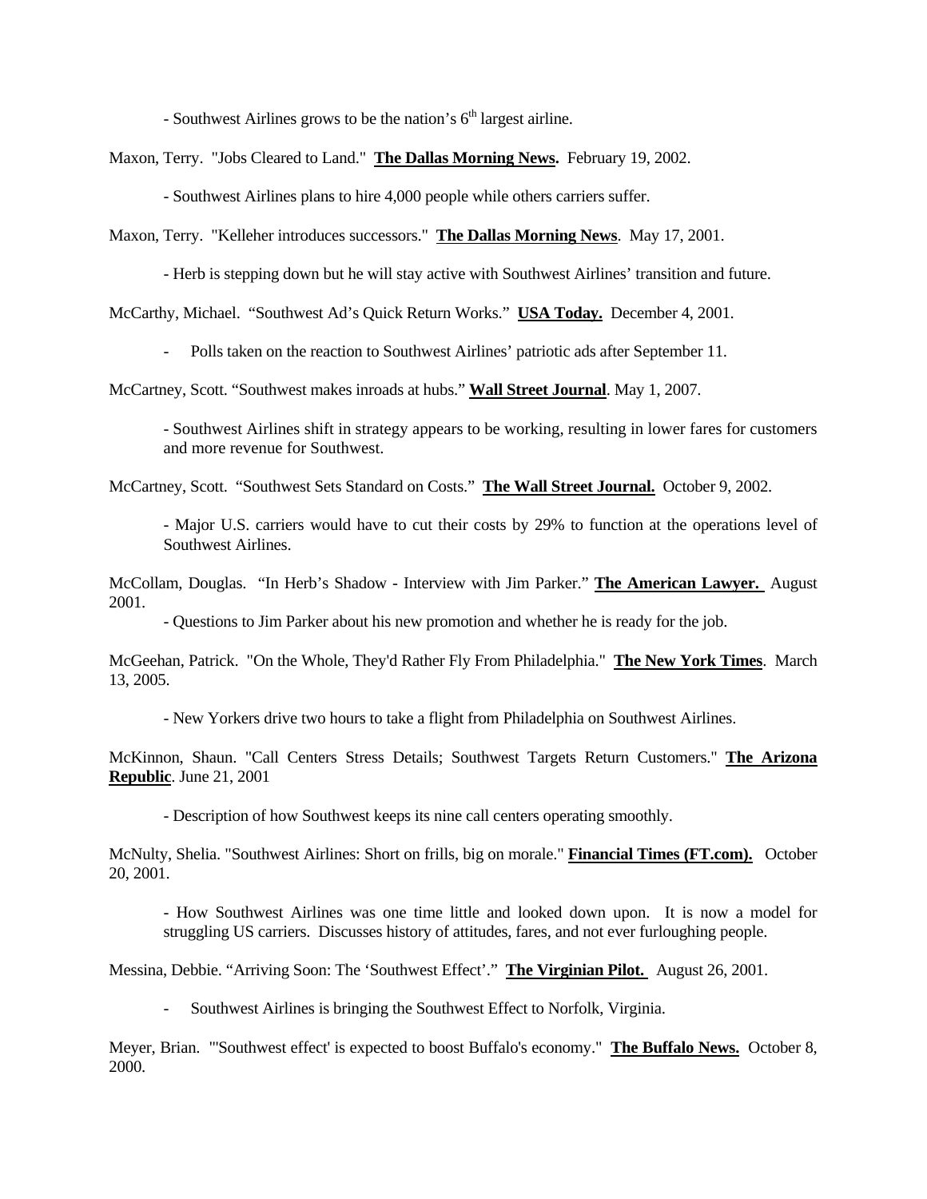- Southwest Airlines grows to be the nation's 6th largest airline.

Maxon, Terry. "Jobs Cleared to Land." **The Dallas Morning News.** February 19, 2002.

- Southwest Airlines plans to hire 4,000 people while others carriers suffer.

Maxon, Terry. "Kelleher introduces successors." **The Dallas Morning News**. May 17, 2001.

- Herb is stepping down but he will stay active with Southwest Airlines' transition and future.

McCarthy, Michael. "Southwest Ad's Quick Return Works." **USA Today.** December 4, 2001.

- Polls taken on the reaction to Southwest Airlines' patriotic ads after September 11.

McCartney, Scott. "Southwest makes inroads at hubs." **Wall Street Journal**. May 1, 2007.

- Southwest Airlines shift in strategy appears to be working, resulting in lower fares for customers and more revenue for Southwest.

McCartney, Scott. "Southwest Sets Standard on Costs." **The Wall Street Journal.** October 9, 2002.

- Major U.S. carriers would have to cut their costs by 29% to function at the operations level of Southwest Airlines.

McCollam, Douglas. "In Herb's Shadow - Interview with Jim Parker." **The American Lawyer.** August 2001.

- Questions to Jim Parker about his new promotion and whether he is ready for the job.

McGeehan, Patrick. "On the Whole, They'd Rather Fly From Philadelphia." **The New York Times**. March 13, 2005.

- New Yorkers drive two hours to take a flight from Philadelphia on Southwest Airlines.

McKinnon, Shaun. "Call Centers Stress Details; Southwest Targets Return Customers." **The Arizona Republic**. June 21, 2001

- Description of how Southwest keeps its nine call centers operating smoothly.

McNulty, Shelia. "Southwest Airlines: Short on frills, big on morale." **Financial Times (FT.com).** October 20, 2001.

- How Southwest Airlines was one time little and looked down upon. It is now a model for struggling US carriers. Discusses history of attitudes, fares, and not ever furloughing people.

Messina, Debbie. "Arriving Soon: The 'Southwest Effect'." **The Virginian Pilot.** August 26, 2001.

- Southwest Airlines is bringing the Southwest Effect to Norfolk, Virginia.

Meyer, Brian. "'Southwest effect' is expected to boost Buffalo's economy." **The Buffalo News.** October 8, 2000.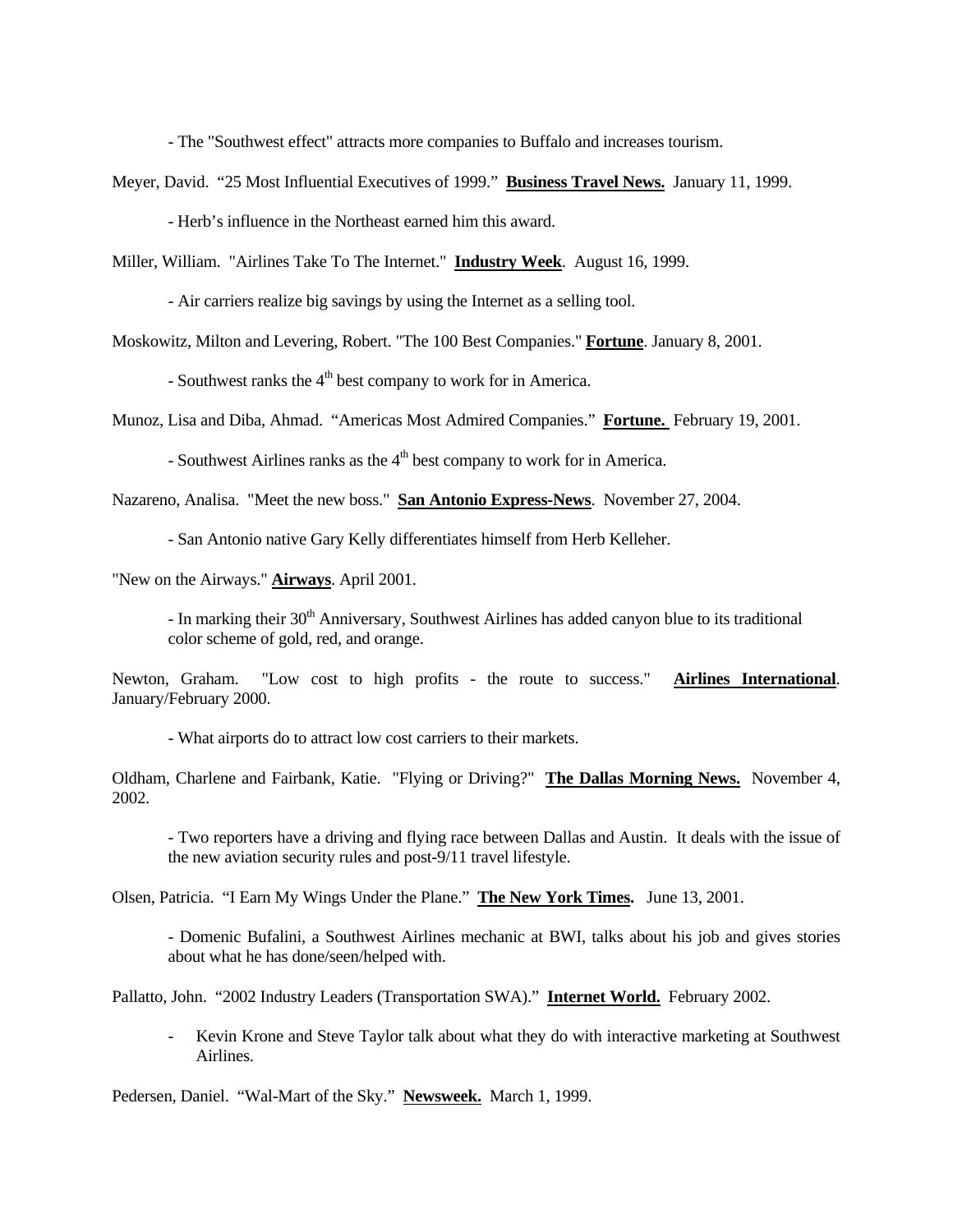- The "Southwest effect" attracts more companies to Buffalo and increases tourism.

Meyer, David. "25 Most Influential Executives of 1999." **Business Travel News.** January 11, 1999.

- Herb's influence in the Northeast earned him this award.

Miller, William. "Airlines Take To The Internet." **Industry Week**. August 16, 1999.

- Air carriers realize big savings by using the Internet as a selling tool.

Moskowitz, Milton and Levering, Robert. "The 100 Best Companies." **Fortune**. January 8, 2001.

- Southwest ranks the 4th best company to work for in America.

Munoz, Lisa and Diba, Ahmad. "Americas Most Admired Companies." **Fortune.** February 19, 2001.

- Southwest Airlines ranks as the 4th best company to work for in America.

Nazareno, Analisa. "Meet the new boss." **San Antonio Express-News**. November 27, 2004.

- San Antonio native Gary Kelly differentiates himself from Herb Kelleher.

"New on the Airways." **Airways**. April 2001.

- In marking their 30th Anniversary, Southwest Airlines has added canyon blue to its traditional color scheme of gold, red, and orange.

Newton, Graham. "Low cost to high profits - the route to success." **Airlines International**. January/February 2000.

- What airports do to attract low cost carriers to their markets.

Oldham, Charlene and Fairbank, Katie. "Flying or Driving?" **The Dallas Morning News.** November 4, 2002.

- Two reporters have a driving and flying race between Dallas and Austin. It deals with the issue of the new aviation security rules and post-9/11 travel lifestyle.

Olsen, Patricia. "I Earn My Wings Under the Plane." **The New York Times.** June 13, 2001.

- Domenic Bufalini, a Southwest Airlines mechanic at BWI, talks about his job and gives stories about what he has done/seen/helped with.

Pallatto, John. "2002 Industry Leaders (Transportation SWA)." **Internet World.** February 2002.

- Kevin Krone and Steve Taylor talk about what they do with interactive marketing at Southwest Airlines.

Pedersen, Daniel. "Wal-Mart of the Sky." **Newsweek.** March 1, 1999.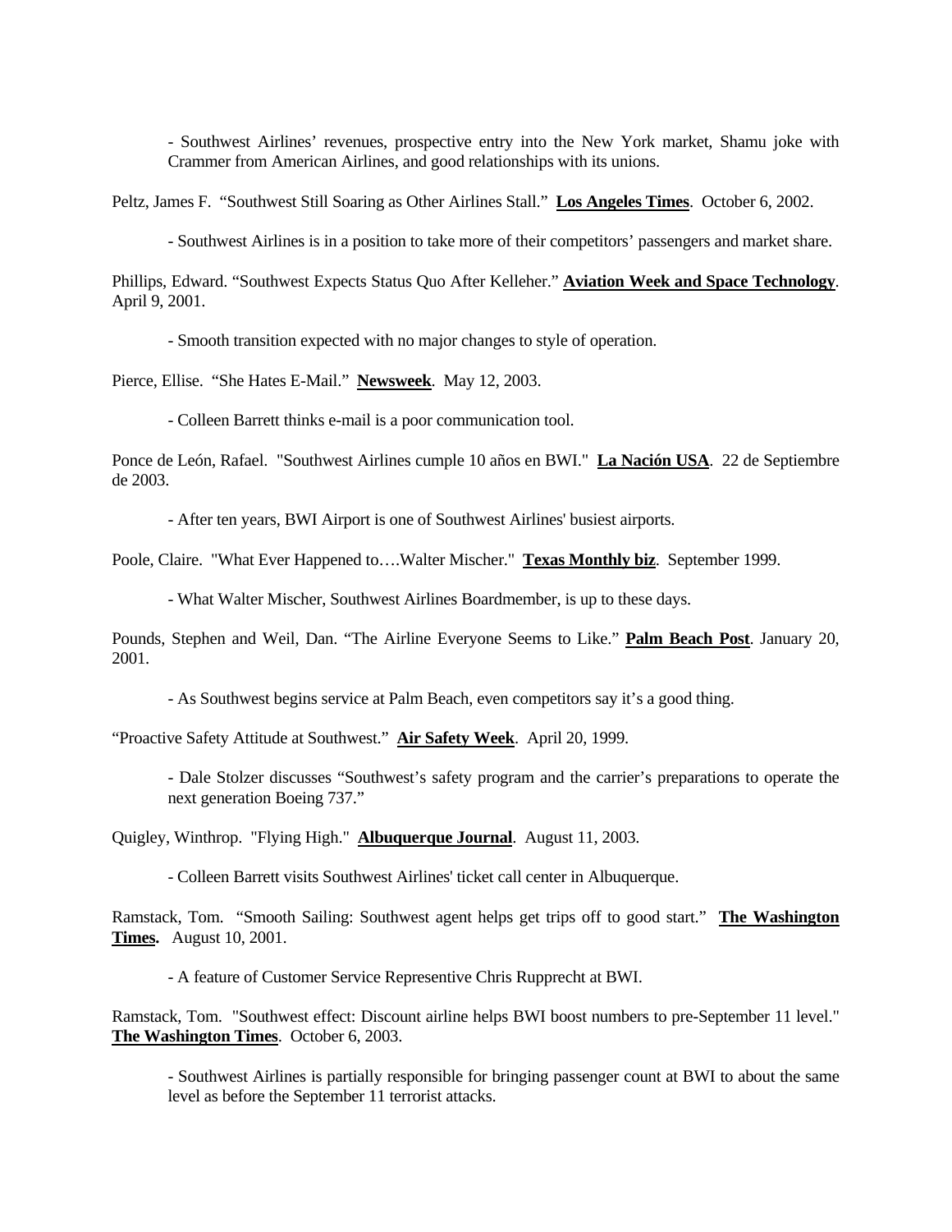- Southwest Airlines' revenues, prospective entry into the New York market, Shamu joke with Crammer from American Airlines, and good relationships with its unions.

Peltz, James F. "Southwest Still Soaring as Other Airlines Stall." **Los Angeles Times**. October 6, 2002.

- Southwest Airlines is in a position to take more of their competitors' passengers and market share.

Phillips, Edward. "Southwest Expects Status Quo After Kelleher." **Aviation Week and Space Technology**. April 9, 2001.

- Smooth transition expected with no major changes to style of operation.

Pierce, Ellise. "She Hates E-Mail." **Newsweek**. May 12, 2003.

- Colleen Barrett thinks e-mail is a poor communication tool.

Ponce de León, Rafael. "Southwest Airlines cumple 10 años en BWI." **La Nación USA**. 22 de Septiembre de 2003.

- After ten years, BWI Airport is one of Southwest Airlines' busiest airports.

Poole, Claire. "What Ever Happened to….Walter Mischer." **Texas Monthly biz**. September 1999.

- What Walter Mischer, Southwest Airlines Boardmember, is up to these days.

Pounds, Stephen and Weil, Dan. "The Airline Everyone Seems to Like." **Palm Beach Post**. January 20, 2001.

- As Southwest begins service at Palm Beach, even competitors say it's a good thing.

"Proactive Safety Attitude at Southwest." **Air Safety Week**. April 20, 1999.

- Dale Stolzer discusses "Southwest's safety program and the carrier's preparations to operate the next generation Boeing 737."

Quigley, Winthrop. "Flying High." **Albuquerque Journal**. August 11, 2003.

- Colleen Barrett visits Southwest Airlines' ticket call center in Albuquerque.

Ramstack, Tom. "Smooth Sailing: Southwest agent helps get trips off to good start." **The Washington Times.** August 10, 2001.

- A feature of Customer Service Representive Chris Rupprecht at BWI.

Ramstack, Tom. "Southwest effect: Discount airline helps BWI boost numbers to pre-September 11 level." **The Washington Times**. October 6, 2003.

- Southwest Airlines is partially responsible for bringing passenger count at BWI to about the same level as before the September 11 terrorist attacks.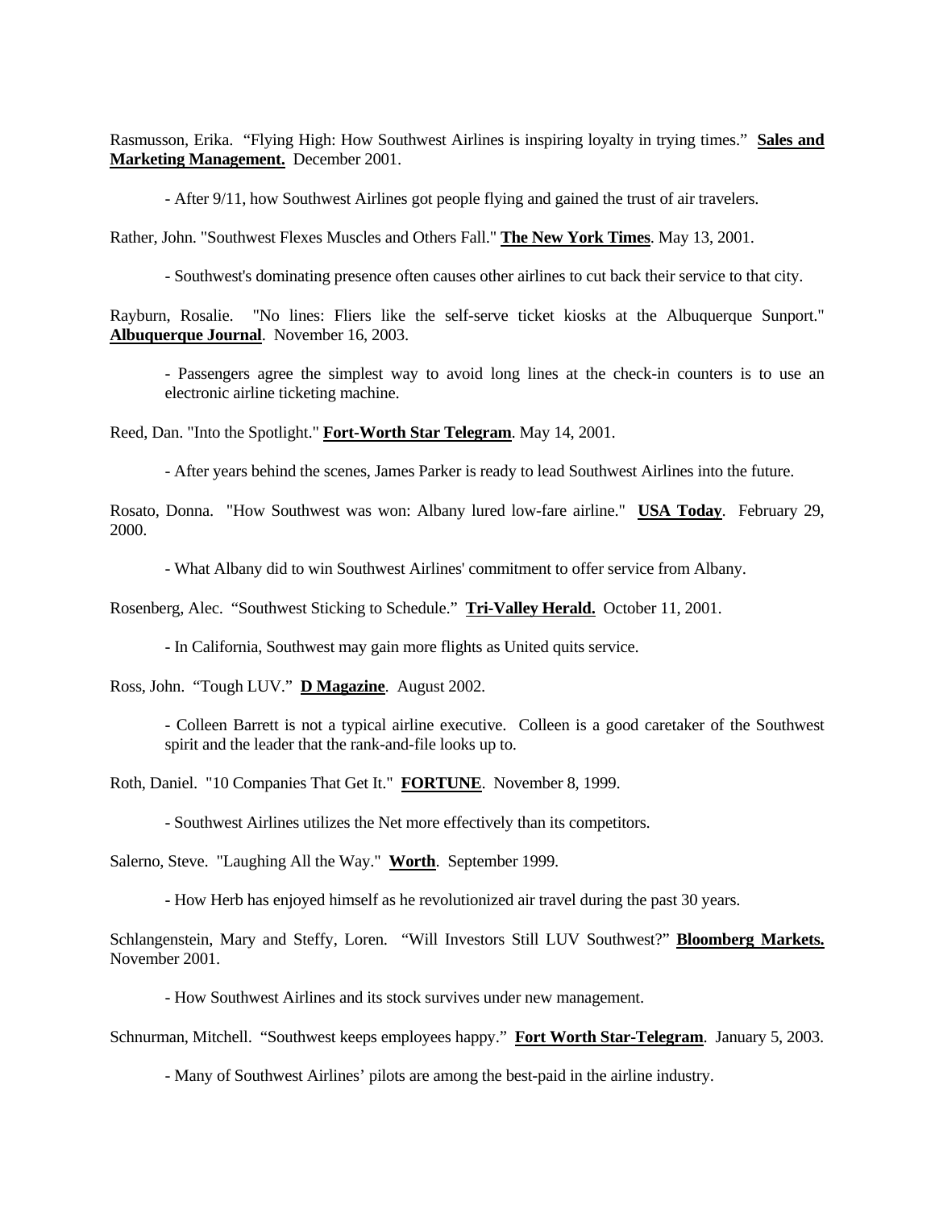Rasmusson, Erika. "Flying High: How Southwest Airlines is inspiring loyalty in trying times." **Sales and Marketing Management.** December 2001.

> - After 9/11, how Southwest Airlines got people flying and gained the trust of air travelers.

Rather, John. "Southwest Flexes Muscles and Others Fall." **The New York Times**. May 13, 2001.

> - Southwest's dominating presence often causes other airlines to cut back their service to that city.

Rayburn, Rosalie. "No lines: Fliers like the self-serve ticket kiosks at the Albuquerque Sunport." **Albuquerque Journal**. November 16, 2003.

> - Passengers agree the simplest way to avoid long lines at the check-in counters is to use an electronic airline ticketing machine.

Reed, Dan. "Into the Spotlight." **Fort-Worth Star Telegram**. May 14, 2001.

> - After years behind the scenes, James Parker is ready to lead Southwest Airlines into the future.

Rosato, Donna. "How Southwest was won: Albany lured low-fare airline." **USA Today**. February 29, 2000.

> - What Albany did to win Southwest Airlines' commitment to offer service from Albany.

Rosenberg, Alec. "Southwest Sticking to Schedule." **Tri-Valley Herald.** October 11, 2001.

> - In California, Southwest may gain more flights as United quits service.

Ross, John. "Tough LUV." **D Magazine**. August 2002.

> - Colleen Barrett is not a typical airline executive. Colleen is a good caretaker of the Southwest spirit and the leader that the rank-and-file looks up to.

Roth, Daniel. "10 Companies That Get It." **FORTUNE**. November 8, 1999.

> - Southwest Airlines utilizes the Net more effectively than its competitors.

Salerno, Steve. "Laughing All the Way." **Worth**. September 1999.

> - How Herb has enjoyed himself as he revolutionized air travel during the past 30 years.

Schlangenstein, Mary and Steffy, Loren. "Will Investors Still LUV Southwest?" **Bloomberg Markets.** November 2001.

> - How Southwest Airlines and its stock survives under new management.

Schnurman, Mitchell. "Southwest keeps employees happy." **Fort Worth Star-Telegram**. January 5, 2003.

> - Many of Southwest Airlines' pilots are among the best-paid in the airline industry.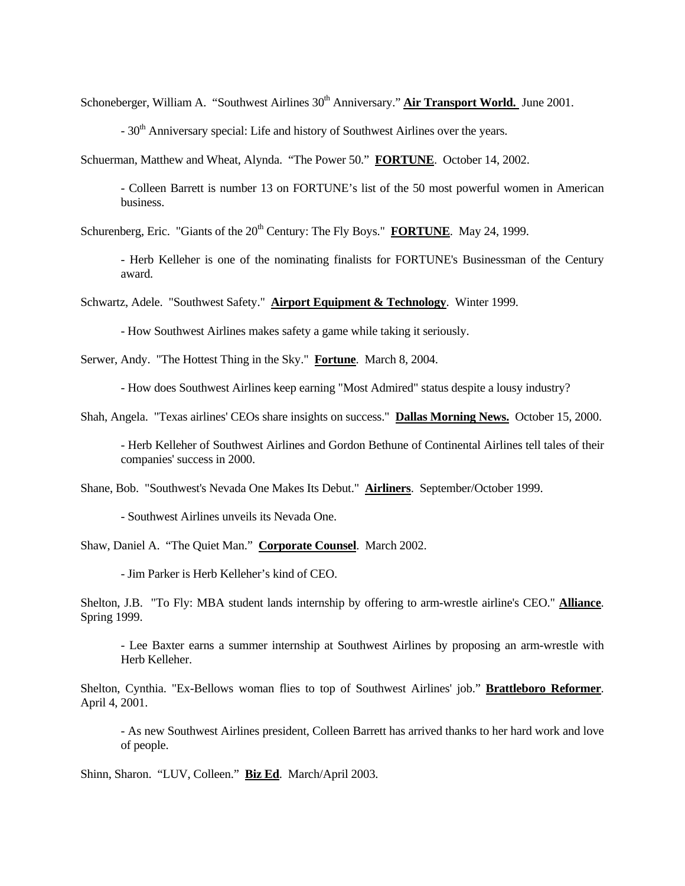Schoneberger, William A. "Southwest Airlines 30th Anniversary." **Air Transport World.** June 2001.

- 30th Anniversary special: Life and history of Southwest Airlines over the years.

Schuerman, Matthew and Wheat, Alynda. "The Power 50." **FORTUNE**. October 14, 2002.

- Colleen Barrett is number 13 on FORTUNE's list of the 50 most powerful women in American business.

Schurenberg, Eric. "Giants of the 20th Century: The Fly Boys." **FORTUNE**. May 24, 1999.

- Herb Kelleher is one of the nominating finalists for FORTUNE's Businessman of the Century award.

Schwartz, Adele. "Southwest Safety." **Airport Equipment & Technology**. Winter 1999.

- How Southwest Airlines makes safety a game while taking it seriously.

Serwer, Andy. "The Hottest Thing in the Sky." **Fortune**. March 8, 2004.

- How does Southwest Airlines keep earning "Most Admired" status despite a lousy industry?

Shah, Angela. "Texas airlines' CEOs share insights on success." **Dallas Morning News.** October 15, 2000.

- Herb Kelleher of Southwest Airlines and Gordon Bethune of Continental Airlines tell tales of their companies' success in 2000.

Shane, Bob. "Southwest's Nevada One Makes Its Debut." **Airliners**. September/October 1999.

- Southwest Airlines unveils its Nevada One.

Shaw, Daniel A. "The Quiet Man." **Corporate Counsel**. March 2002.

- Jim Parker is Herb Kelleher's kind of CEO.

Shelton, J.B. "To Fly: MBA student lands internship by offering to arm-wrestle airline's CEO." **Alliance**. Spring 1999.

- Lee Baxter earns a summer internship at Southwest Airlines by proposing an arm-wrestle with Herb Kelleher.

Shelton, Cynthia. "Ex-Bellows woman flies to top of Southwest Airlines' job." **Brattleboro Reformer**. April 4, 2001.

- As new Southwest Airlines president, Colleen Barrett has arrived thanks to her hard work and love of people.

Shinn, Sharon. "LUV, Colleen." **Biz Ed**. March/April 2003.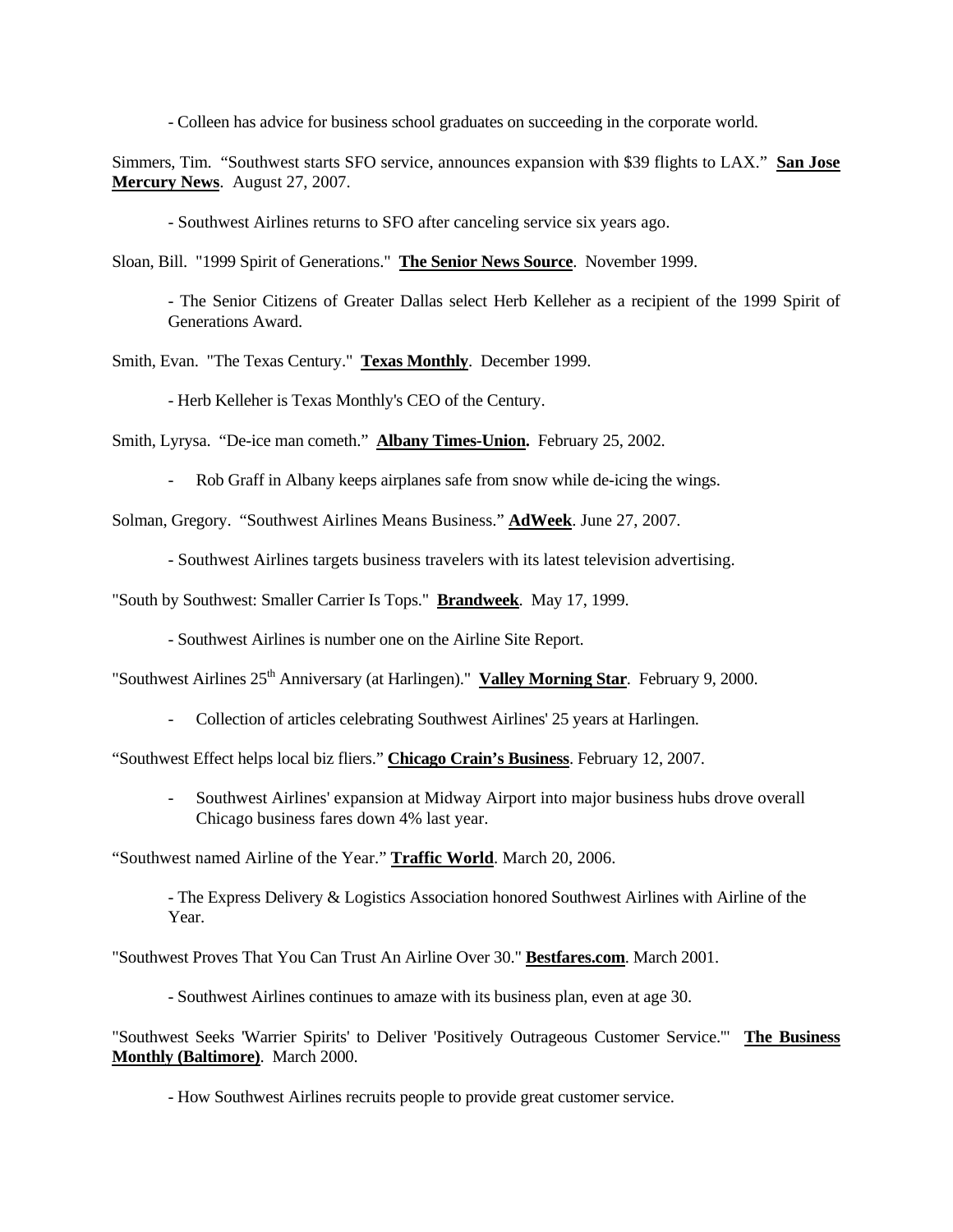- Colleen has advice for business school graduates on succeeding in the corporate world.

Simmers, Tim. "Southwest starts SFO service, announces expansion with $39 flights to LAX." **San Jose Mercury News**. August 27, 2007.

- Southwest Airlines returns to SFO after canceling service six years ago.

Sloan, Bill. "1999 Spirit of Generations." **The Senior News Source**. November 1999.

- The Senior Citizens of Greater Dallas select Herb Kelleher as a recipient of the 1999 Spirit of Generations Award.

Smith, Evan. "The Texas Century." **Texas Monthly**. December 1999.

- Herb Kelleher is Texas Monthly's CEO of the Century.

Smith, Lyrysa. "De-ice man cometh." **Albany Times-Union.** February 25, 2002.

- Rob Graff in Albany keeps airplanes safe from snow while de-icing the wings.

Solman, Gregory. "Southwest Airlines Means Business." **AdWeek**. June 27, 2007.

- Southwest Airlines targets business travelers with its latest television advertising.

"South by Southwest: Smaller Carrier Is Tops." **Brandweek**. May 17, 1999.

- Southwest Airlines is number one on the Airline Site Report.

"Southwest Airlines 25th Anniversary (at Harlingen)." **Valley Morning Star**. February 9, 2000.

- Collection of articles celebrating Southwest Airlines' 25 years at Harlingen.

"Southwest Effect helps local biz fliers." **Chicago Crain's Business**. February 12, 2007.

- Southwest Airlines' expansion at Midway Airport into major business hubs drove overall Chicago business fares down 4% last year.

"Southwest named Airline of the Year." **Traffic World**. March 20, 2006.

- The Express Delivery & Logistics Association honored Southwest Airlines with Airline of the Year.

"Southwest Proves That You Can Trust An Airline Over 30." **Bestfares.com**. March 2001.

- Southwest Airlines continues to amaze with its business plan, even at age 30.

"Southwest Seeks 'Warrier Spirits' to Deliver 'Positively Outrageous Customer Service.'" **The Business Monthly (Baltimore)**. March 2000.

- How Southwest Airlines recruits people to provide great customer service.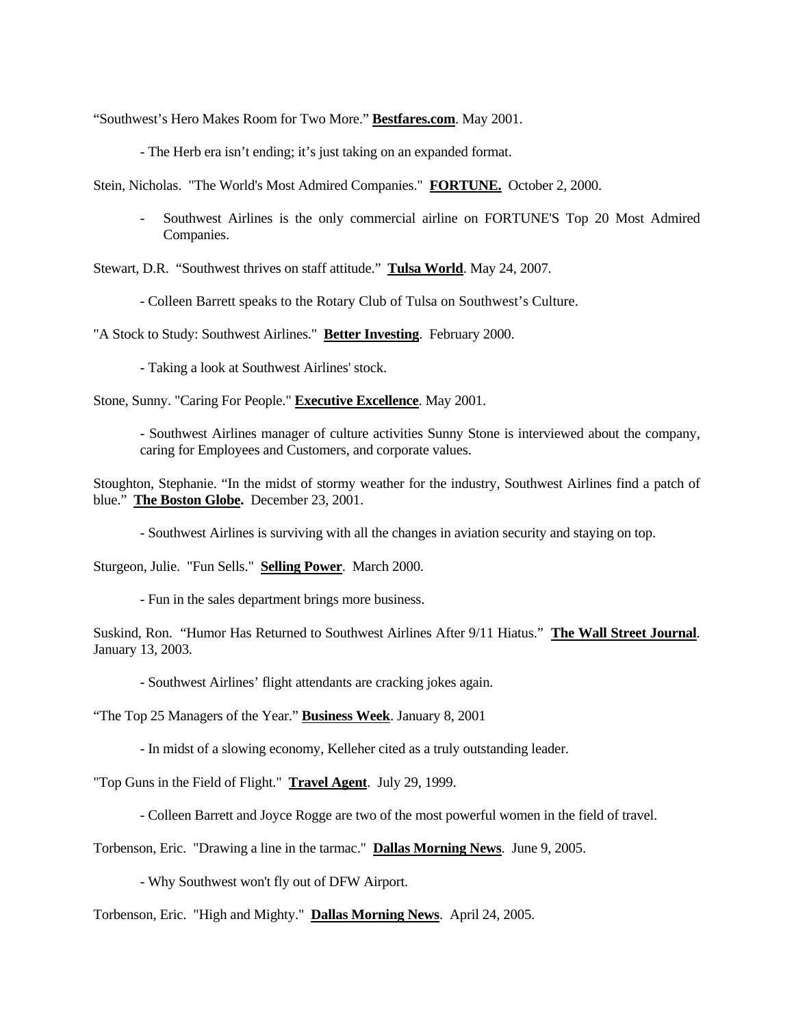"Southwest's Hero Makes Room for Two More." **Bestfares.com**. May 2001.

- The Herb era isn't ending; it's just taking on an expanded format.

Stein, Nicholas. "The World's Most Admired Companies." **FORTUNE.** October 2, 2000.

- Southwest Airlines is the only commercial airline on FORTUNE'S Top 20 Most Admired Companies.

Stewart, D.R. "Southwest thrives on staff attitude." **Tulsa World**. May 24, 2007.

- Colleen Barrett speaks to the Rotary Club of Tulsa on Southwest's Culture.

"A Stock to Study: Southwest Airlines." **Better Investing**. February 2000.

- Taking a look at Southwest Airlines' stock.

Stone, Sunny. "Caring For People." **Executive Excellence**. May 2001.

- Southwest Airlines manager of culture activities Sunny Stone is interviewed about the company, caring for Employees and Customers, and corporate values.

Stoughton, Stephanie. "In the midst of stormy weather for the industry, Southwest Airlines find a patch of blue." **The Boston Globe.** December 23, 2001.

- Southwest Airlines is surviving with all the changes in aviation security and staying on top.

Sturgeon, Julie. "Fun Sells." **Selling Power**. March 2000.

- Fun in the sales department brings more business.

Suskind, Ron. "Humor Has Returned to Southwest Airlines After 9/11 Hiatus." **The Wall Street Journal**. January 13, 2003.

- Southwest Airlines' flight attendants are cracking jokes again.

"The Top 25 Managers of the Year." **Business Week**. January 8, 2001

- In midst of a slowing economy, Kelleher cited as a truly outstanding leader.

"Top Guns in the Field of Flight." **Travel Agent**. July 29, 1999.

- Colleen Barrett and Joyce Rogge are two of the most powerful women in the field of travel.

Torbenson, Eric. "Drawing a line in the tarmac." **Dallas Morning News**. June 9, 2005.

- Why Southwest won't fly out of DFW Airport.

Torbenson, Eric. "High and Mighty." **Dallas Morning News**. April 24, 2005.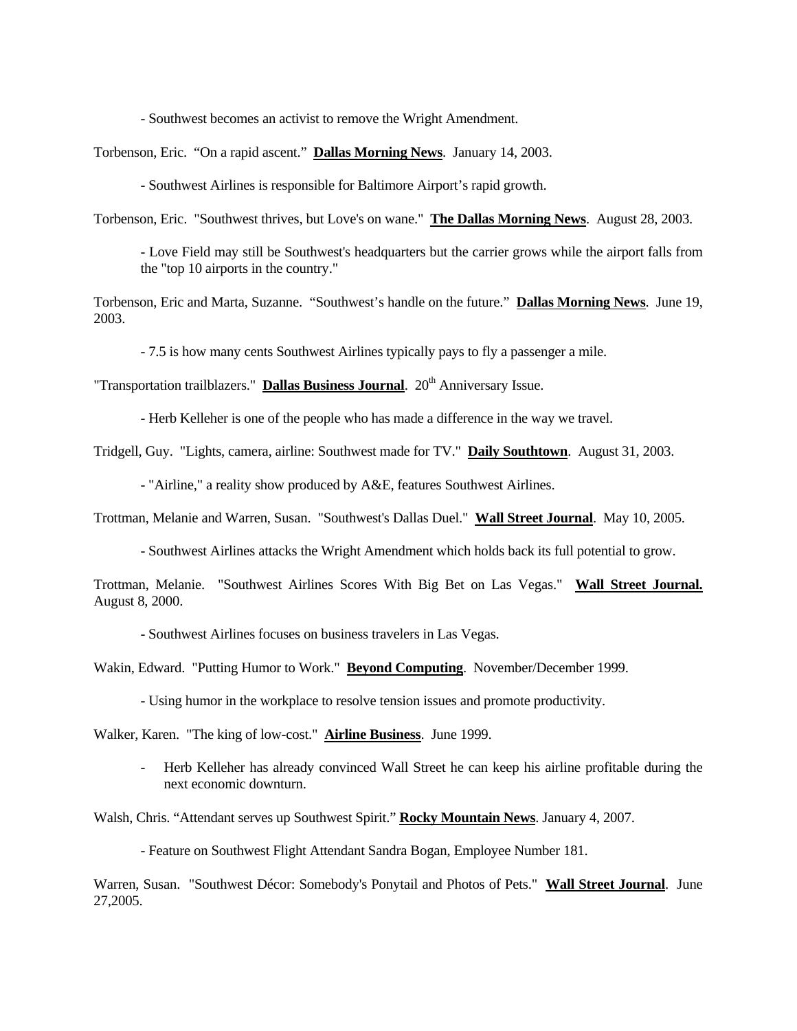- Southwest becomes an activist to remove the Wright Amendment.

Torbenson, Eric. "On a rapid ascent." **Dallas Morning News**. January 14, 2003.

- Southwest Airlines is responsible for Baltimore Airport's rapid growth.

Torbenson, Eric. "Southwest thrives, but Love's on wane." **The Dallas Morning News**. August 28, 2003.

- Love Field may still be Southwest's headquarters but the carrier grows while the airport falls from the "top 10 airports in the country."

Torbenson, Eric and Marta, Suzanne. "Southwest's handle on the future." **Dallas Morning News**. June 19, 2003.

- 7.5 is how many cents Southwest Airlines typically pays to fly a passenger a mile.

"Transportation trailblazers." **Dallas Business Journal**. 20th Anniversary Issue.

- Herb Kelleher is one of the people who has made a difference in the way we travel.

Tridgell, Guy. "Lights, camera, airline: Southwest made for TV." **Daily Southtown**. August 31, 2003.

- "Airline," a reality show produced by A&E, features Southwest Airlines.

Trottman, Melanie and Warren, Susan. "Southwest's Dallas Duel." **Wall Street Journal**. May 10, 2005.

- Southwest Airlines attacks the Wright Amendment which holds back its full potential to grow.

Trottman, Melanie. "Southwest Airlines Scores With Big Bet on Las Vegas." **Wall Street Journal.** August 8, 2000.

- Southwest Airlines focuses on business travelers in Las Vegas.

Wakin, Edward. "Putting Humor to Work." **Beyond Computing**. November/December 1999.

- Using humor in the workplace to resolve tension issues and promote productivity.

Walker, Karen. "The king of low-cost." **Airline Business**. June 1999.

- Herb Kelleher has already convinced Wall Street he can keep his airline profitable during the next economic downturn.

Walsh, Chris. "Attendant serves up Southwest Spirit." **Rocky Mountain News**. January 4, 2007.

- Feature on Southwest Flight Attendant Sandra Bogan, Employee Number 181.

Warren, Susan. "Southwest Décor: Somebody's Ponytail and Photos of Pets." **Wall Street Journal**. June 27,2005.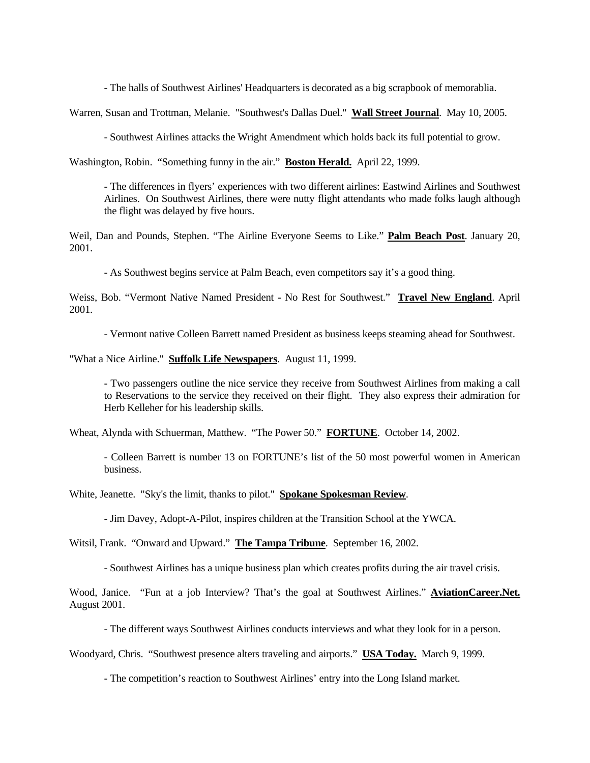- The halls of Southwest Airlines' Headquarters is decorated as a big scrapbook of memorablia.

Warren, Susan and Trottman, Melanie. "Southwest's Dallas Duel." **Wall Street Journal**. May 10, 2005.

- Southwest Airlines attacks the Wright Amendment which holds back its full potential to grow.

Washington, Robin. "Something funny in the air." **Boston Herald.** April 22, 1999.

- The differences in flyers' experiences with two different airlines: Eastwind Airlines and Southwest Airlines. On Southwest Airlines, there were nutty flight attendants who made folks laugh although the flight was delayed by five hours.

Weil, Dan and Pounds, Stephen. "The Airline Everyone Seems to Like." **Palm Beach Post**. January 20, 2001.

- As Southwest begins service at Palm Beach, even competitors say it's a good thing.

Weiss, Bob. "Vermont Native Named President - No Rest for Southwest." **Travel New England**. April 2001.

- Vermont native Colleen Barrett named President as business keeps steaming ahead for Southwest.

"What a Nice Airline." **Suffolk Life Newspapers**. August 11, 1999.

- Two passengers outline the nice service they receive from Southwest Airlines from making a call to Reservations to the service they received on their flight. They also express their admiration for Herb Kelleher for his leadership skills.

Wheat, Alynda with Schuerman, Matthew. "The Power 50." **FORTUNE**. October 14, 2002.

- Colleen Barrett is number 13 on FORTUNE's list of the 50 most powerful women in American business.

White, Jeanette. "Sky's the limit, thanks to pilot." **Spokane Spokesman Review**.

- Jim Davey, Adopt-A-Pilot, inspires children at the Transition School at the YWCA.

Witsil, Frank. "Onward and Upward." **The Tampa Tribune**. September 16, 2002.

- Southwest Airlines has a unique business plan which creates profits during the air travel crisis.

Wood, Janice. "Fun at a job Interview? That's the goal at Southwest Airlines." **AviationCareer.Net.** August 2001.

- The different ways Southwest Airlines conducts interviews and what they look for in a person.

Woodyard, Chris. "Southwest presence alters traveling and airports." **USA Today.** March 9, 1999.

- The competition's reaction to Southwest Airlines' entry into the Long Island market.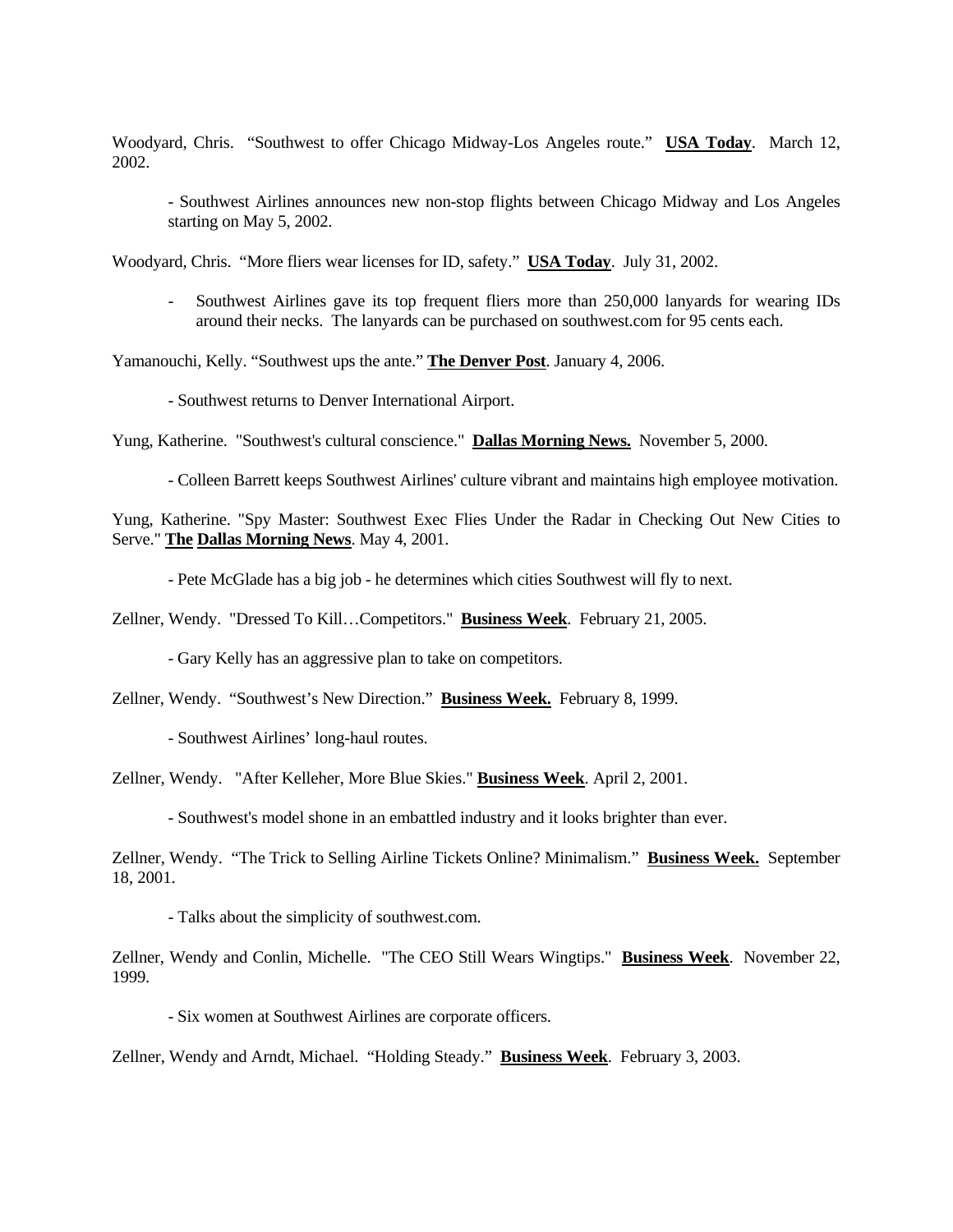Woodyard, Chris. "Southwest to offer Chicago Midway-Los Angeles route." **USA Today**. March 12, 2002.

> - Southwest Airlines announces new non-stop flights between Chicago Midway and Los Angeles starting on May 5, 2002.

Woodyard, Chris. "More fliers wear licenses for ID, safety." **USA Today**. July 31, 2002.

> - Southwest Airlines gave its top frequent fliers more than 250,000 lanyards for wearing IDs around their necks. The lanyards can be purchased on southwest.com for 95 cents each.

Yamanouchi, Kelly. "Southwest ups the ante." **The Denver Post**. January 4, 2006.

> - Southwest returns to Denver International Airport.

Yung, Katherine. "Southwest's cultural conscience." **Dallas Morning News.** November 5, 2000.

> - Colleen Barrett keeps Southwest Airlines' culture vibrant and maintains high employee motivation.

Yung, Katherine. "Spy Master: Southwest Exec Flies Under the Radar in Checking Out New Cities to Serve." **The Dallas Morning News**. May 4, 2001.

> - Pete McGlade has a big job - he determines which cities Southwest will fly to next.

Zellner, Wendy. "Dressed To Kill…Competitors." **Business Week**. February 21, 2005.

> - Gary Kelly has an aggressive plan to take on competitors.

Zellner, Wendy. "Southwest's New Direction." **Business Week.** February 8, 1999.

> - Southwest Airlines' long-haul routes.

Zellner, Wendy. "After Kelleher, More Blue Skies." **Business Week**. April 2, 2001.

> - Southwest's model shone in an embattled industry and it looks brighter than ever.

Zellner, Wendy. "The Trick to Selling Airline Tickets Online? Minimalism." **Business Week.** September 18, 2001.

> - Talks about the simplicity of southwest.com.

Zellner, Wendy and Conlin, Michelle. "The CEO Still Wears Wingtips." **Business Week**. November 22, 1999.

> - Six women at Southwest Airlines are corporate officers.

Zellner, Wendy and Arndt, Michael. "Holding Steady." **Business Week**. February 3, 2003.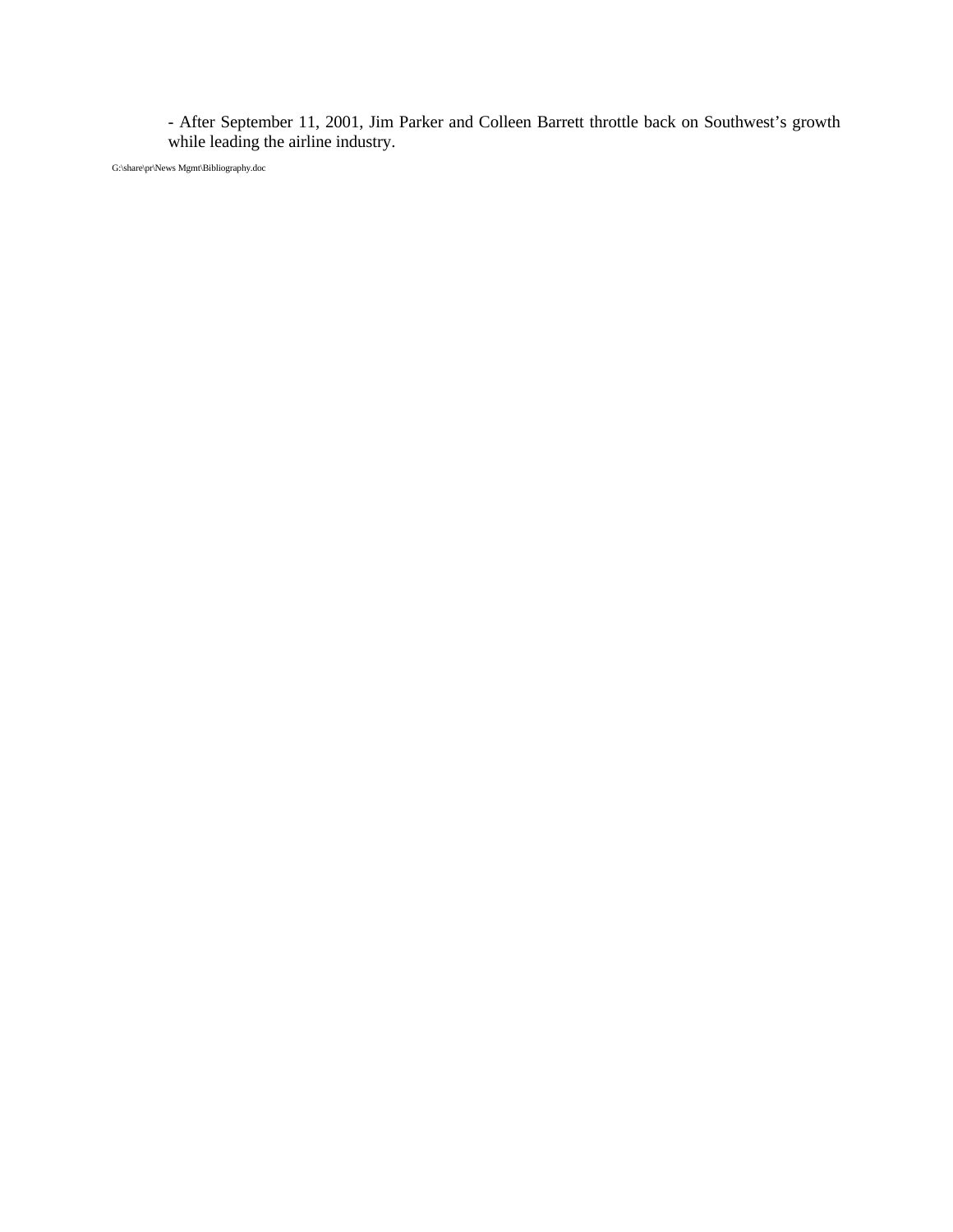- After September 11, 2001, Jim Parker and Colleen Barrett throttle back on Southwest's growth while leading the airline industry.

G:\share\pr\News Mgmt\Bibliography.doc